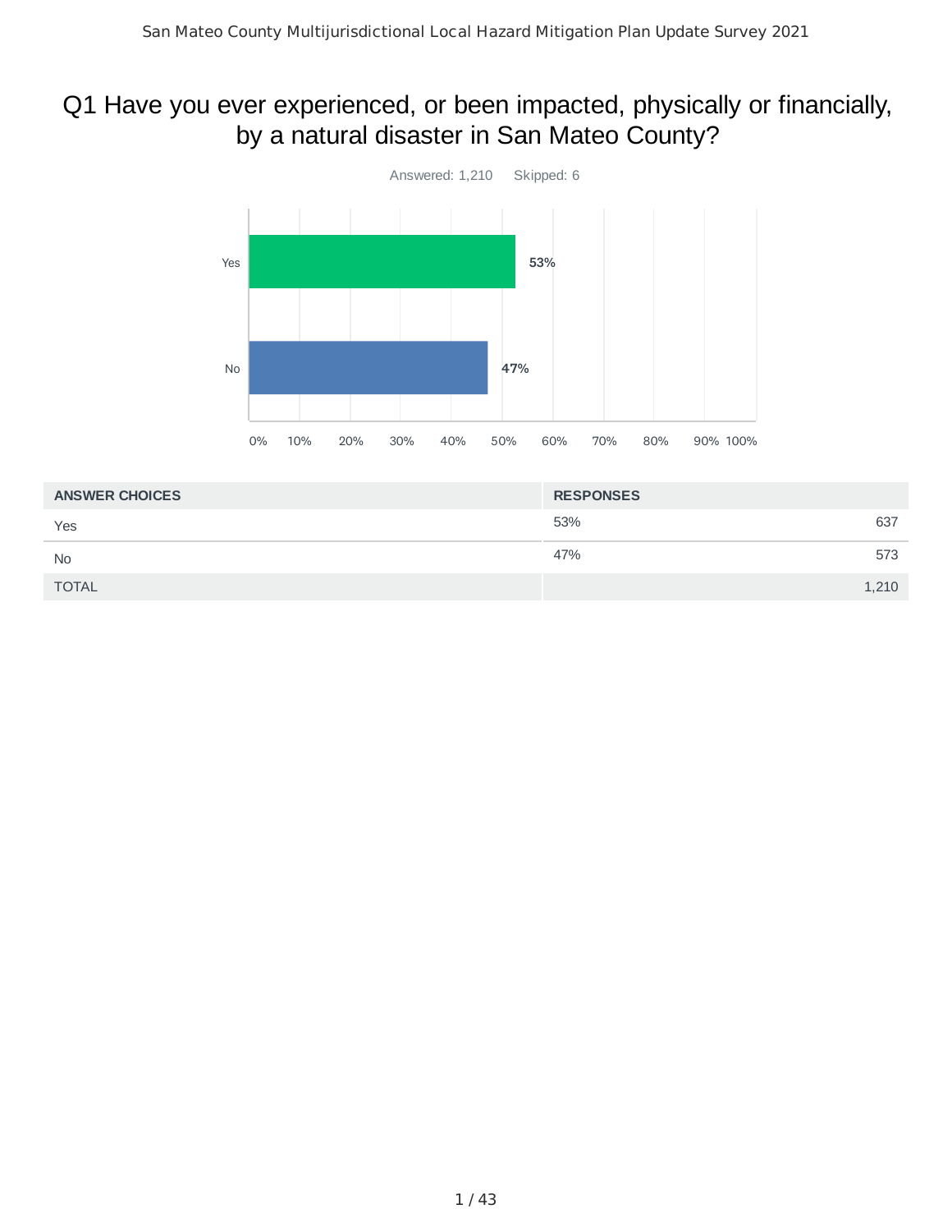# Q1 Have you ever experienced, or been impacted, physically or financially, by a natural disaster in San Mateo County?

Answered: 1,210 Skipped: 6

| ANSWER CHOICES | RESPONSES | |
|---|---|---|
| Yes | 53% | 637 |
| No | 47% | 573 |
| TOTAL | | 1,210 |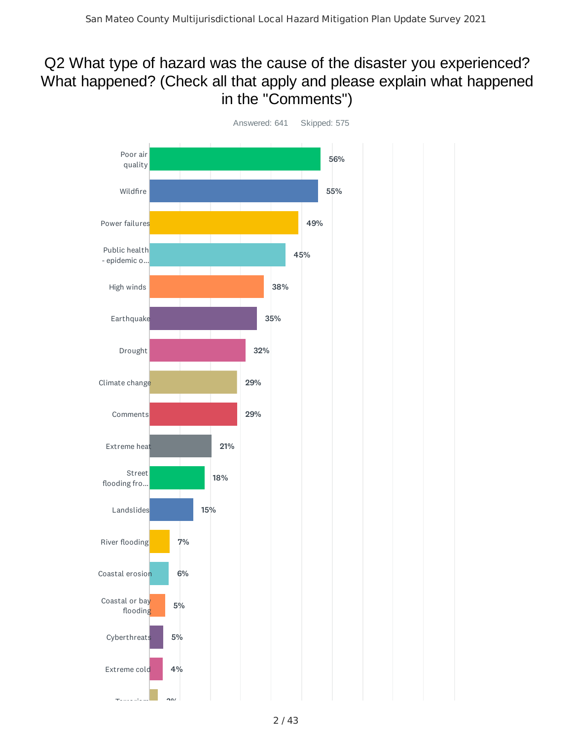# Q2 What type of hazard was the cause of the disaster you experienced? What happened? (Check all that apply and please explain what happened in the "Comments")

Answered: 641 Skipped: 575

| Hazard | Percent |
| --- | --- |
| Poor air quality | 56% |
| Wildfire | 55% |
| Power failures | 49% |
| Public health - epidemic o... | 45% |
| High winds | 38% |
| Earthquake | 35% |
| Drought | 32% |
| Climate change | 29% |
| Comments | 29% |
| Extreme heat | 21% |
| Street flooding fro... | 18% |
| Landslides | 15% |
| River flooding | 7% |
| Coastal erosion | 6% |
| Coastal or bay flooding | 5% |
| Cyberthreats | 5% |
| Extreme cold | 4% |
| Terrorism | 3% |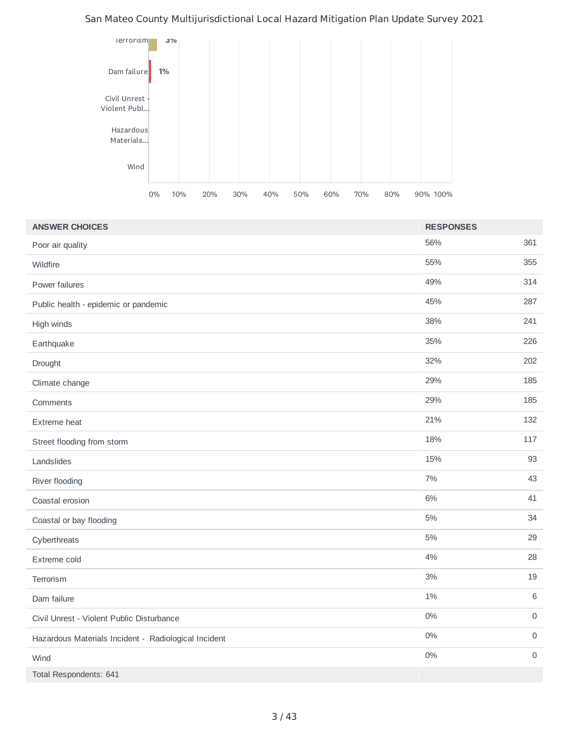| ANSWER CHOICES | RESPONSES | |
|---|---|---|
| Poor air quality | 56% | 361 |
| Wildfire | 55% | 355 |
| Power failures | 49% | 314 |
| Public health - epidemic or pandemic | 45% | 287 |
| High winds | 38% | 241 |
| Earthquake | 35% | 226 |
| Drought | 32% | 202 |
| Climate change | 29% | 185 |
| Comments | 29% | 185 |
| Extreme heat | 21% | 132 |
| Street flooding from storm | 18% | 117 |
| Landslides | 15% | 93 |
| River flooding | 7% | 43 |
| Coastal erosion | 6% | 41 |
| Coastal or bay flooding | 5% | 34 |
| Cyberthreats | 5% | 29 |
| Extreme cold | 4% | 28 |
| Terrorism | 3% | 19 |
| Dam failure | 1% | 6 |
| Civil Unrest - Violent Public Disturbance | 0% | 0 |
| Hazardous Materials Incident - Radiological Incident | 0% | 0 |
| Wind | 0% | 0 |
| Total Respondents: 641 | | |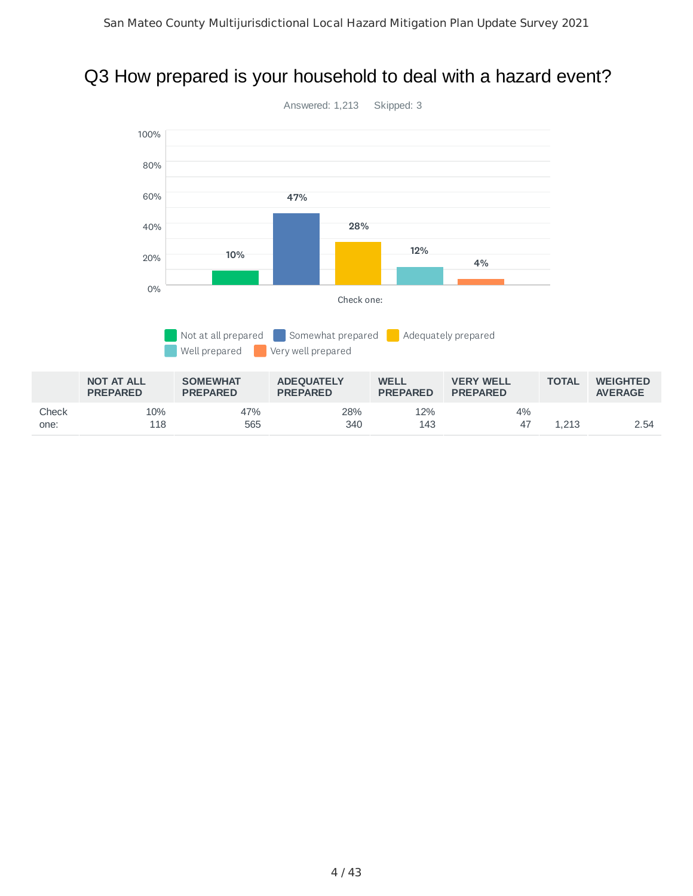# Q3 How prepared is your household to deal with a hazard event?

Answered: 1,213 Skipped: 3

| | NOT AT ALL PREPARED | SOMEWHAT PREPARED | ADEQUATELY PREPARED | WELL PREPARED | VERY WELL PREPARED | TOTAL | WEIGHTED AVERAGE |
|---|---|---|---|---|---|---|---|
| Check one: | 10%<br>118 | 47%<br>565 | 28%<br>340 | 12%<br>143 | 4%<br>47 | 1,213 | 2.54 |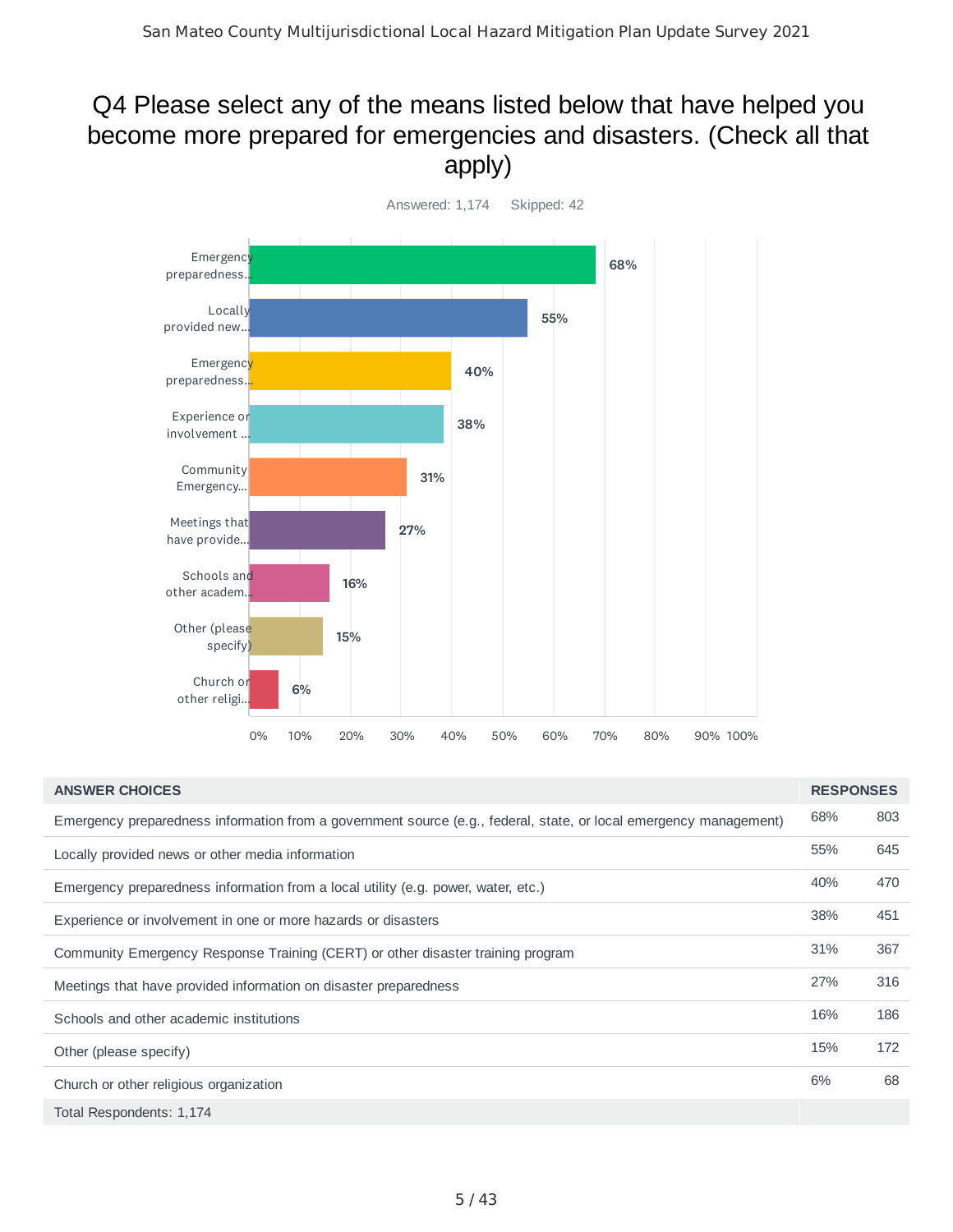# Q4 Please select any of the means listed below that have helped you become more prepared for emergencies and disasters. (Check all that apply)

Answered: 1,174 Skipped: 42

| ANSWER CHOICES | RESPONSES | |
|---|---|---|
| Emergency preparedness information from a government source (e.g., federal, state, or local emergency management) | 68% | 803 |
| Locally provided news or other media information | 55% | 645 |
| Emergency preparedness information from a local utility (e.g. power, water, etc.) | 40% | 470 |
| Experience or involvement in one or more hazards or disasters | 38% | 451 |
| Community Emergency Response Training (CERT) or other disaster training program | 31% | 367 |
| Meetings that have provided information on disaster preparedness | 27% | 316 |
| Schools and other academic institutions | 16% | 186 |
| Other (please specify) | 15% | 172 |
| Church or other religious organization | 6% | 68 |
| Total Respondents: 1,174 | | |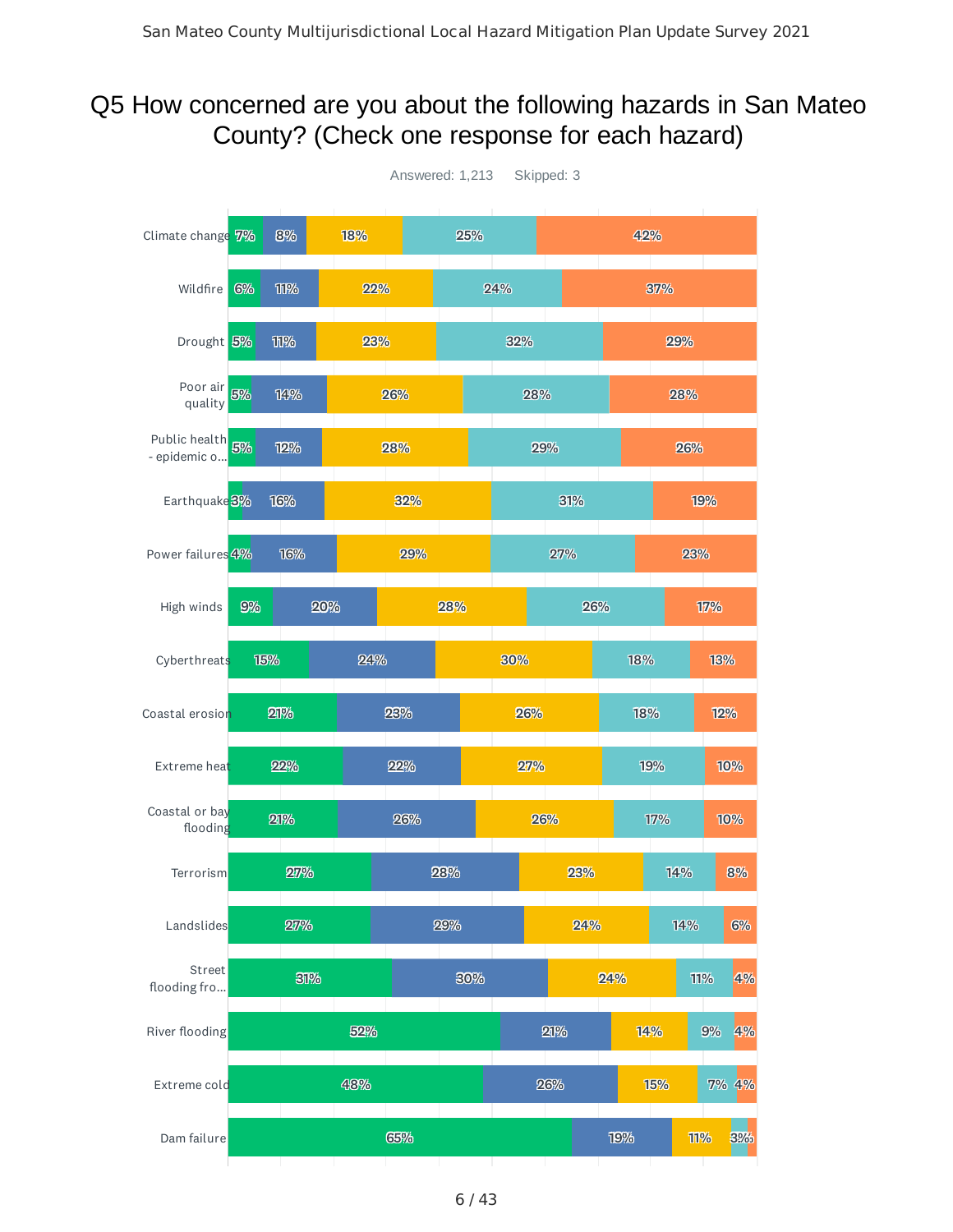# Q5 How concerned are you about the following hazards in San Mateo County? (Check one response for each hazard)

Answered: 1,213    Skipped: 3

| Hazard | | | | | |
|---|---|---|---|---|---|
| Climate change | 7% | 8% | 18% | 25% | 42% |
| Wildfire | 6% | 11% | 22% | 24% | 37% |
| Drought | 5% | 11% | 23% | 32% | 29% |
| Poor air quality | 5% | 14% | 26% | 28% | 28% |
| Public health - epidemic o... | 5% | 12% | 28% | 29% | 26% |
| Earthquake | 3% | 16% | 32% | 31% | 19% |
| Power failures | 4% | 16% | 29% | 27% | 23% |
| High winds | 9% | 20% | 28% | 26% | 17% |
| Cyberthreats | 15% | 24% | 30% | 18% | 13% |
| Coastal erosion | 21% | 23% | 26% | 18% | 12% |
| Extreme heat | 22% | 22% | 27% | 19% | 10% |
| Coastal or bay flooding | 21% | 26% | 26% | 17% | 10% |
| Terrorism | 27% | 28% | 23% | 14% | 8% |
| Landslides | 27% | 29% | 24% | 14% | 6% |
| Street flooding fro... | 31% | 30% | 24% | 11% | 4% |
| River flooding | 52% | 21% | 14% | 9% | 4% |
| Extreme cold | 48% | 26% | 15% | 7% | 4% |
| Dam failure | 65% | 19% | 11% | 3% | |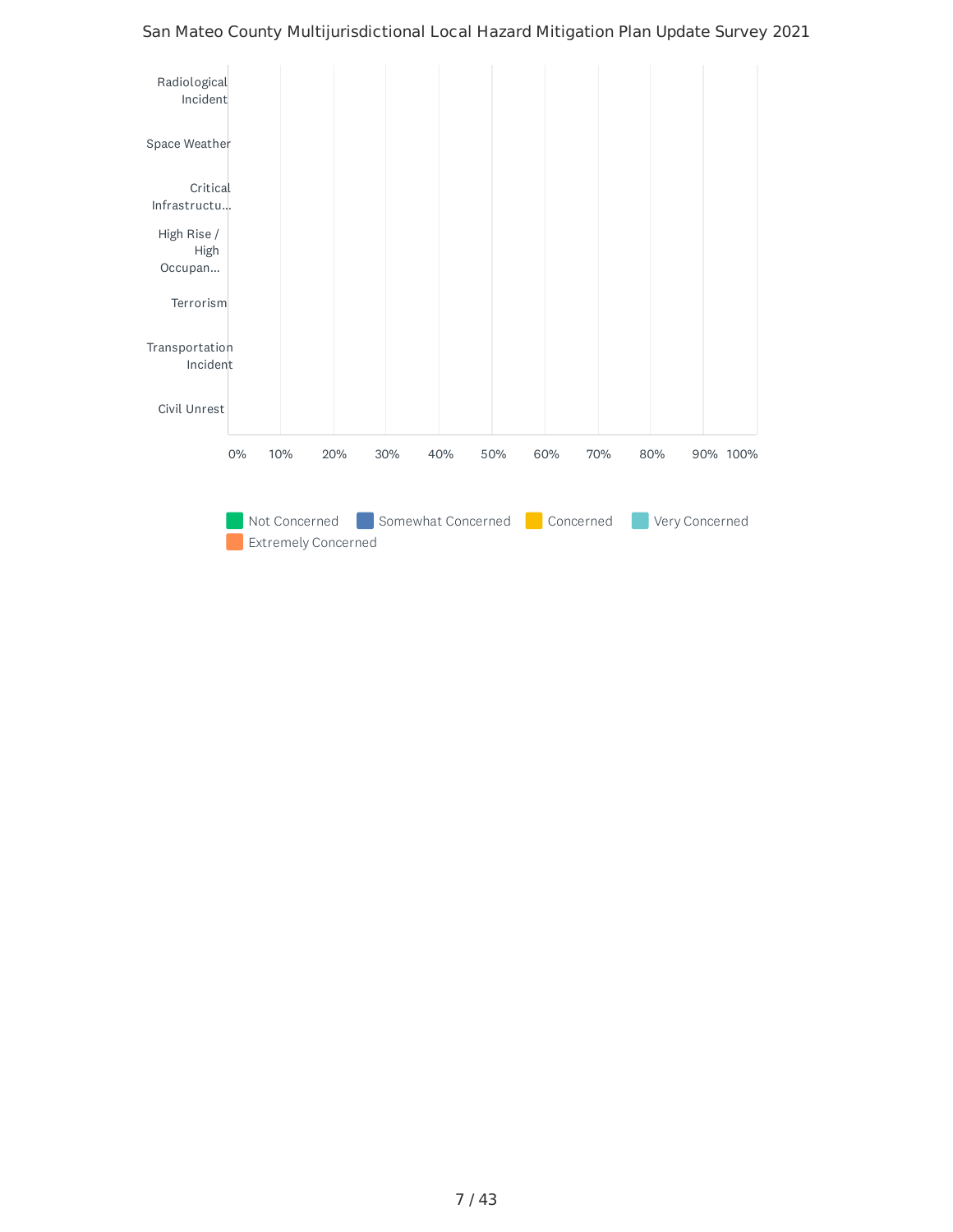San Mateo County Multijurisdictional Local Hazard Mitigation Plan Update Survey 2021

Radiological Incident

Space Weather

Critical Infrastructu...

High Rise / High Occupan...

Terrorism

Transportation Incident

Civil Unrest

0% 10% 20% 30% 40% 50% 60% 70% 80% 90% 100%

Not Concerned | Somewhat Concerned | Concerned | Very Concerned | Extremely Concerned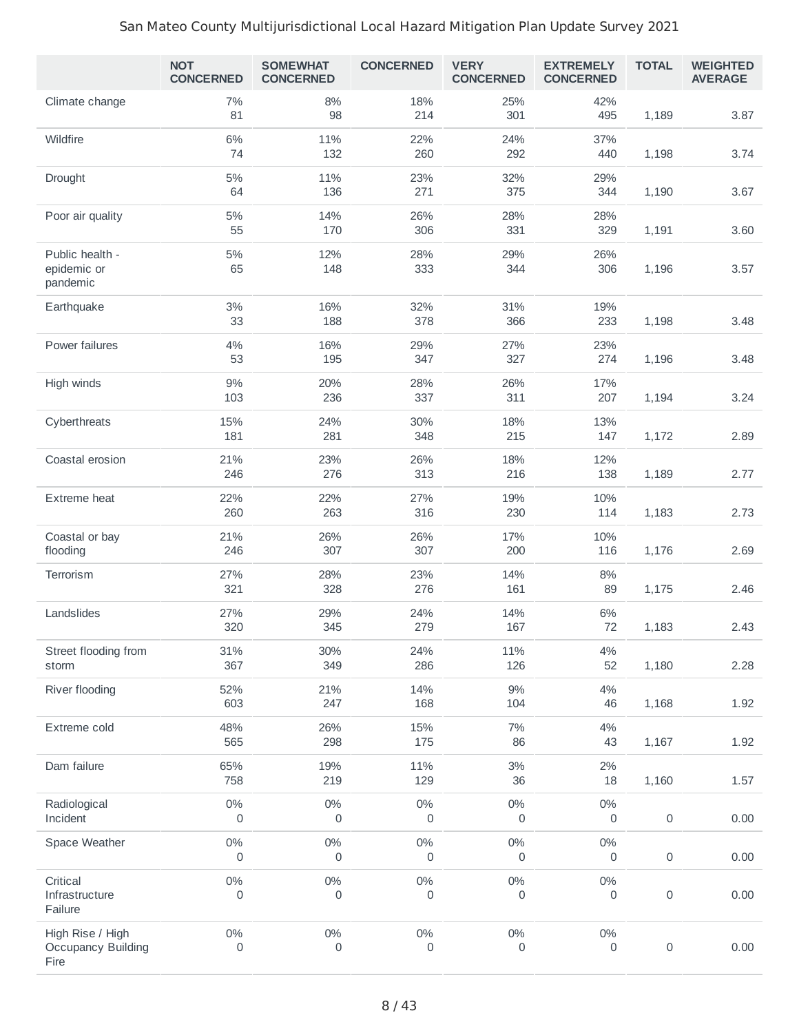San Mateo County Multijurisdictional Local Hazard Mitigation Plan Update Survey 2021

| | NOT CONCERNED | SOMEWHAT CONCERNED | CONCERNED | VERY CONCERNED | EXTREMELY CONCERNED | TOTAL | WEIGHTED AVERAGE |
|---|---|---|---|---|---|---|---|
| Climate change | 7%<br>81 | 8%<br>98 | 18%<br>214 | 25%<br>301 | 42%<br>495 | 1,189 | 3.87 |
| Wildfire | 6%<br>74 | 11%<br>132 | 22%<br>260 | 24%<br>292 | 37%<br>440 | 1,198 | 3.74 |
| Drought | 5%<br>64 | 11%<br>136 | 23%<br>271 | 32%<br>375 | 29%<br>344 | 1,190 | 3.67 |
| Poor air quality | 5%<br>55 | 14%<br>170 | 26%<br>306 | 28%<br>331 | 28%<br>329 | 1,191 | 3.60 |
| Public health - epidemic or pandemic | 5%<br>65 | 12%<br>148 | 28%<br>333 | 29%<br>344 | 26%<br>306 | 1,196 | 3.57 |
| Earthquake | 3%<br>33 | 16%<br>188 | 32%<br>378 | 31%<br>366 | 19%<br>233 | 1,198 | 3.48 |
| Power failures | 4%<br>53 | 16%<br>195 | 29%<br>347 | 27%<br>327 | 23%<br>274 | 1,196 | 3.48 |
| High winds | 9%<br>103 | 20%<br>236 | 28%<br>337 | 26%<br>311 | 17%<br>207 | 1,194 | 3.24 |
| Cyberthreats | 15%<br>181 | 24%<br>281 | 30%<br>348 | 18%<br>215 | 13%<br>147 | 1,172 | 2.89 |
| Coastal erosion | 21%<br>246 | 23%<br>276 | 26%<br>313 | 18%<br>216 | 12%<br>138 | 1,189 | 2.77 |
| Extreme heat | 22%<br>260 | 22%<br>263 | 27%<br>316 | 19%<br>230 | 10%<br>114 | 1,183 | 2.73 |
| Coastal or bay flooding | 21%<br>246 | 26%<br>307 | 26%<br>307 | 17%<br>200 | 10%<br>116 | 1,176 | 2.69 |
| Terrorism | 27%<br>321 | 28%<br>328 | 23%<br>276 | 14%<br>161 | 8%<br>89 | 1,175 | 2.46 |
| Landslides | 27%<br>320 | 29%<br>345 | 24%<br>279 | 14%<br>167 | 6%<br>72 | 1,183 | 2.43 |
| Street flooding from storm | 31%<br>367 | 30%<br>349 | 24%<br>286 | 11%<br>126 | 4%<br>52 | 1,180 | 2.28 |
| River flooding | 52%<br>603 | 21%<br>247 | 14%<br>168 | 9%<br>104 | 4%<br>46 | 1,168 | 1.92 |
| Extreme cold | 48%<br>565 | 26%<br>298 | 15%<br>175 | 7%<br>86 | 4%<br>43 | 1,167 | 1.92 |
| Dam failure | 65%<br>758 | 19%<br>219 | 11%<br>129 | 3%<br>36 | 2%<br>18 | 1,160 | 1.57 |
| Radiological Incident | 0%<br>0 | 0%<br>0 | 0%<br>0 | 0%<br>0 | 0%<br>0 | 0 | 0.00 |
| Space Weather | 0%<br>0 | 0%<br>0 | 0%<br>0 | 0%<br>0 | 0%<br>0 | 0 | 0.00 |
| Critical Infrastructure Failure | 0%<br>0 | 0%<br>0 | 0%<br>0 | 0%<br>0 | 0%<br>0 | 0 | 0.00 |
| High Rise / High Occupancy Building Fire | 0%<br>0 | 0%<br>0 | 0%<br>0 | 0%<br>0 | 0%<br>0 | 0 | 0.00 |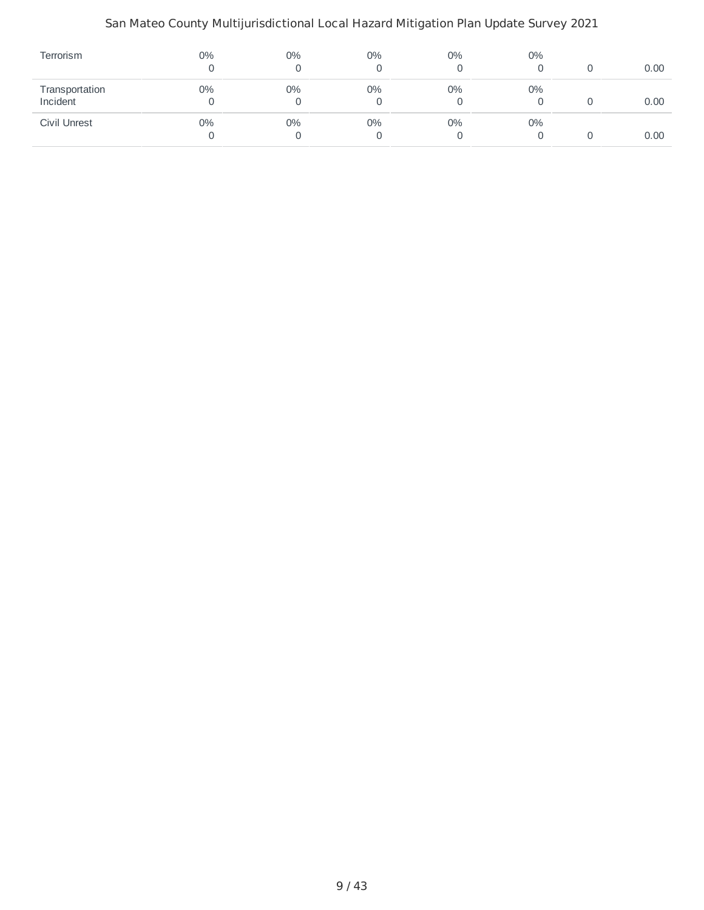| | | | | | | | |
|---|---|---|---|---|---|---|---|
| Terrorism | 0%<br>0 | 0%<br>0 | 0%<br>0 | 0%<br>0 | 0%<br>0 | 0 | 0.00 |
| Transportation Incident | 0%<br>0 | 0%<br>0 | 0%<br>0 | 0%<br>0 | 0%<br>0 | 0 | 0.00 |
| Civil Unrest | 0%<br>0 | 0%<br>0 | 0%<br>0 | 0%<br>0 | 0%<br>0 | 0 | 0.00 |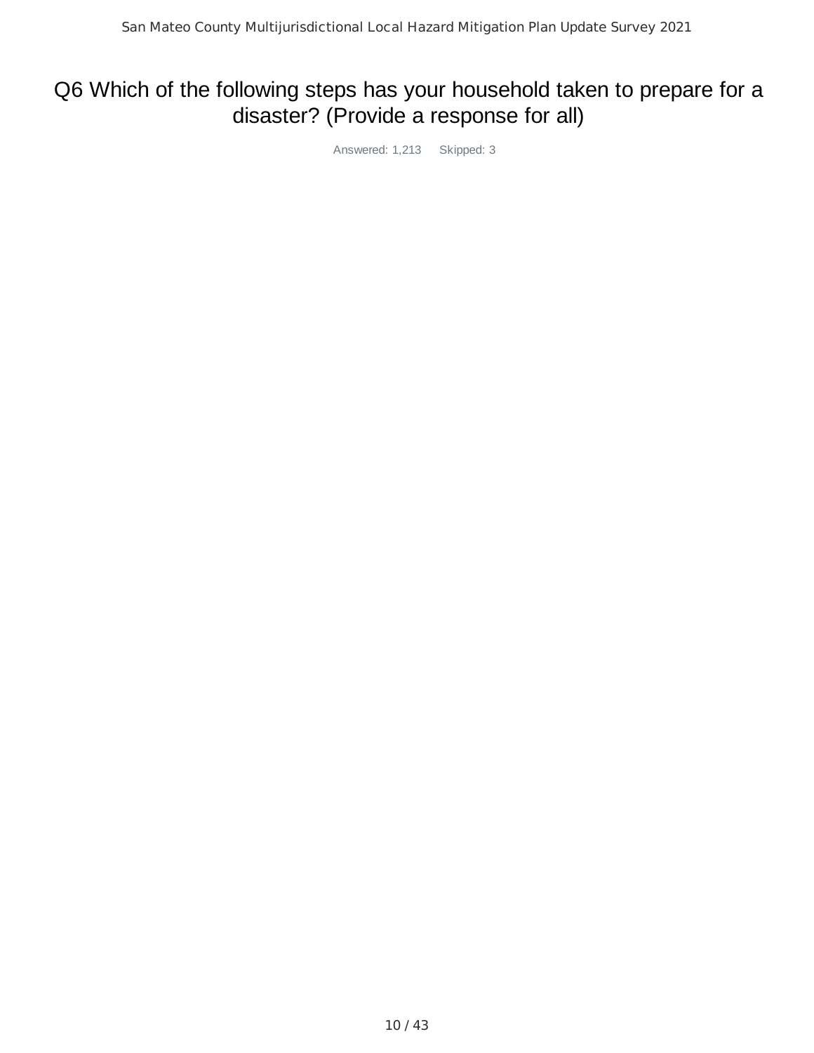# Q6 Which of the following steps has your household taken to prepare for a disaster? (Provide a response for all)

Answered: 1,213 Skipped: 3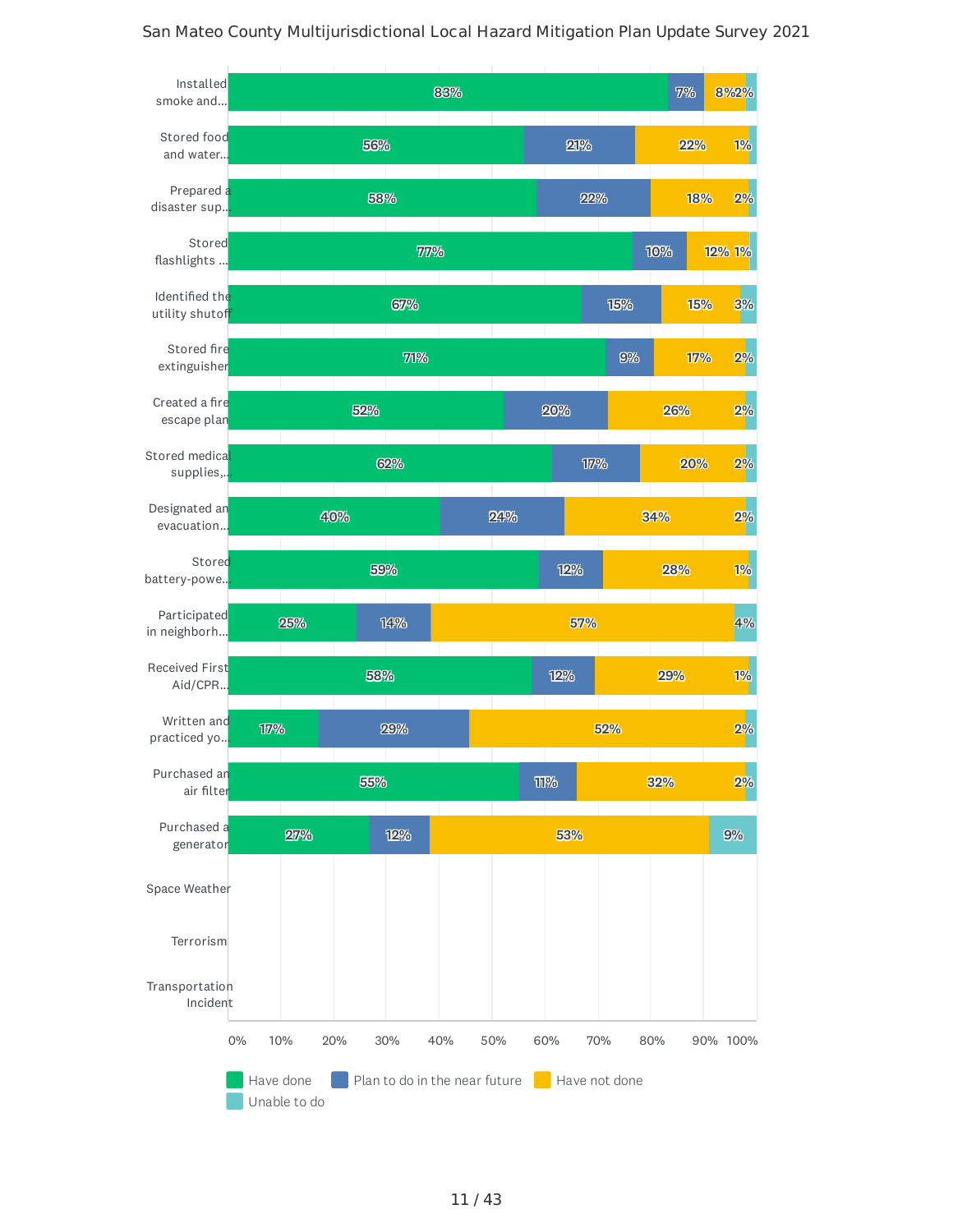San Mateo County Multijurisdictional Local Hazard Mitigation Plan Update Survey 2021

| | Have done | Plan to do in the near future | Have not done | Unable to do |
|---|---|---|---|---|
| Installed smoke and... | 83% | 7% | 8% | 2% |
| Stored food and water... | 56% | 21% | 22% | 1% |
| Prepared a disaster sup... | 58% | 22% | 18% | 2% |
| Stored flashlights ... | 77% | 10% | 12% | 1% |
| Identified the utility shutoff | 67% | 15% | 15% | 3% |
| Stored fire extinguisher | 71% | 9% | 17% | 2% |
| Created a fire escape plan | 52% | 20% | 26% | 2% |
| Stored medical supplies,... | 62% | 17% | 20% | 2% |
| Designated an evacuation... | 40% | 24% | 34% | 2% |
| Stored battery-powe... | 59% | 12% | 28% | 1% |
| Participated in neighborh... | 25% | 14% | 57% | 4% |
| Received First Aid/CPR... | 58% | 12% | 29% | 1% |
| Written and practiced yo... | 17% | 29% | 52% | 2% |
| Purchased an air filter | 55% | 11% | 32% | 2% |
| Purchased a generator | 27% | 12% | 53% | 9% |
| Space Weather | | | | |
| Terrorism | | | | |
| Transportation Incident | | | | |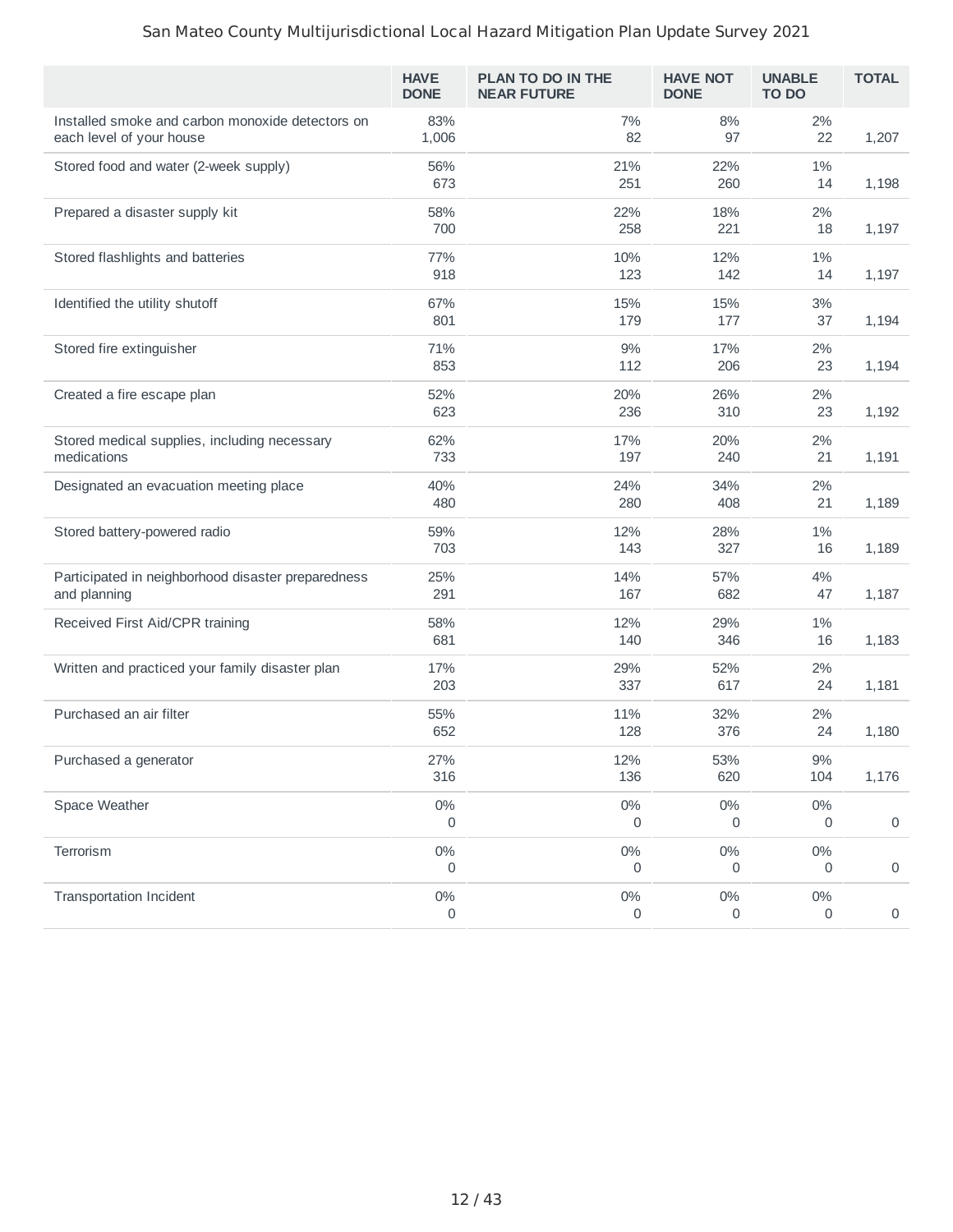|  | HAVE DONE | PLAN TO DO IN THE NEAR FUTURE | HAVE NOT DONE | UNABLE TO DO | TOTAL |
|---|---|---|---|---|---|
| Installed smoke and carbon monoxide detectors on each level of your house | 83%<br>1,006 | 7%<br>82 | 8%<br>97 | 2%<br>22 | 1,207 |
| Stored food and water (2-week supply) | 56%<br>673 | 21%<br>251 | 22%<br>260 | 1%<br>14 | 1,198 |
| Prepared a disaster supply kit | 58%<br>700 | 22%<br>258 | 18%<br>221 | 2%<br>18 | 1,197 |
| Stored flashlights and batteries | 77%<br>918 | 10%<br>123 | 12%<br>142 | 1%<br>14 | 1,197 |
| Identified the utility shutoff | 67%<br>801 | 15%<br>179 | 15%<br>177 | 3%<br>37 | 1,194 |
| Stored fire extinguisher | 71%<br>853 | 9%<br>112 | 17%<br>206 | 2%<br>23 | 1,194 |
| Created a fire escape plan | 52%<br>623 | 20%<br>236 | 26%<br>310 | 2%<br>23 | 1,192 |
| Stored medical supplies, including necessary medications | 62%<br>733 | 17%<br>197 | 20%<br>240 | 2%<br>21 | 1,191 |
| Designated an evacuation meeting place | 40%<br>480 | 24%<br>280 | 34%<br>408 | 2%<br>21 | 1,189 |
| Stored battery-powered radio | 59%<br>703 | 12%<br>143 | 28%<br>327 | 1%<br>16 | 1,189 |
| Participated in neighborhood disaster preparedness and planning | 25%<br>291 | 14%<br>167 | 57%<br>682 | 4%<br>47 | 1,187 |
| Received First Aid/CPR training | 58%<br>681 | 12%<br>140 | 29%<br>346 | 1%<br>16 | 1,183 |
| Written and practiced your family disaster plan | 17%<br>203 | 29%<br>337 | 52%<br>617 | 2%<br>24 | 1,181 |
| Purchased an air filter | 55%<br>652 | 11%<br>128 | 32%<br>376 | 2%<br>24 | 1,180 |
| Purchased a generator | 27%<br>316 | 12%<br>136 | 53%<br>620 | 9%<br>104 | 1,176 |
| Space Weather | 0%<br>0 | 0%<br>0 | 0%<br>0 | 0%<br>0 | 0 |
| Terrorism | 0%<br>0 | 0%<br>0 | 0%<br>0 | 0%<br>0 | 0 |
| Transportation Incident | 0%<br>0 | 0%<br>0 | 0%<br>0 | 0%<br>0 | 0 |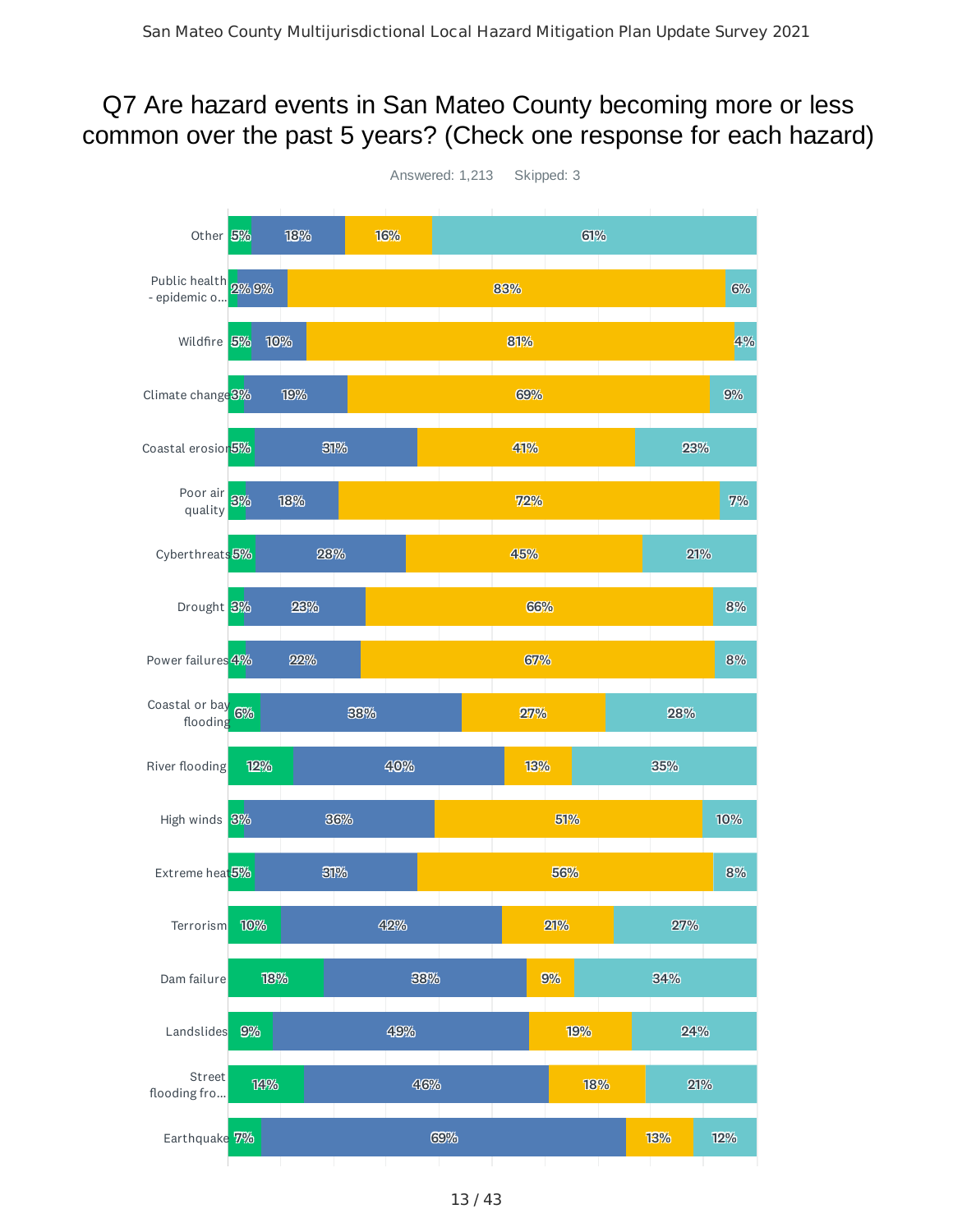# Q7 Are hazard events in San Mateo County becoming more or less common over the past 5 years? (Check one response for each hazard)

Answered: 1,213 Skipped: 3

| Hazard | | | | |
|---|---|---|---|---|
| Other | 5% | 18% | 16% | 61% |
| Public health - epidemic o... | 2% | 9% | 83% | 6% |
| Wildfire | 5% | 10% | 81% | 4% |
| Climate change | 3% | 19% | 69% | 9% |
| Coastal erosion | 5% | 31% | 41% | 23% |
| Poor air quality | 3% | 18% | 72% | 7% |
| Cyberthreats | 5% | 28% | 45% | 21% |
| Drought | 3% | 23% | 66% | 8% |
| Power failures | 4% | 22% | 67% | 8% |
| Coastal or bay flooding | 6% | 38% | 27% | 28% |
| River flooding | 12% | 40% | 13% | 35% |
| High winds | 3% | 36% | 51% | 10% |
| Extreme heat | 5% | 31% | 56% | 8% |
| Terrorism | 10% | 42% | 21% | 27% |
| Dam failure | 18% | 38% | 9% | 34% |
| Landslides | 9% | 49% | 19% | 24% |
| Street flooding fro... | 14% | 46% | 18% | 21% |
| Earthquake | 7% | 69% | 13% | 12% |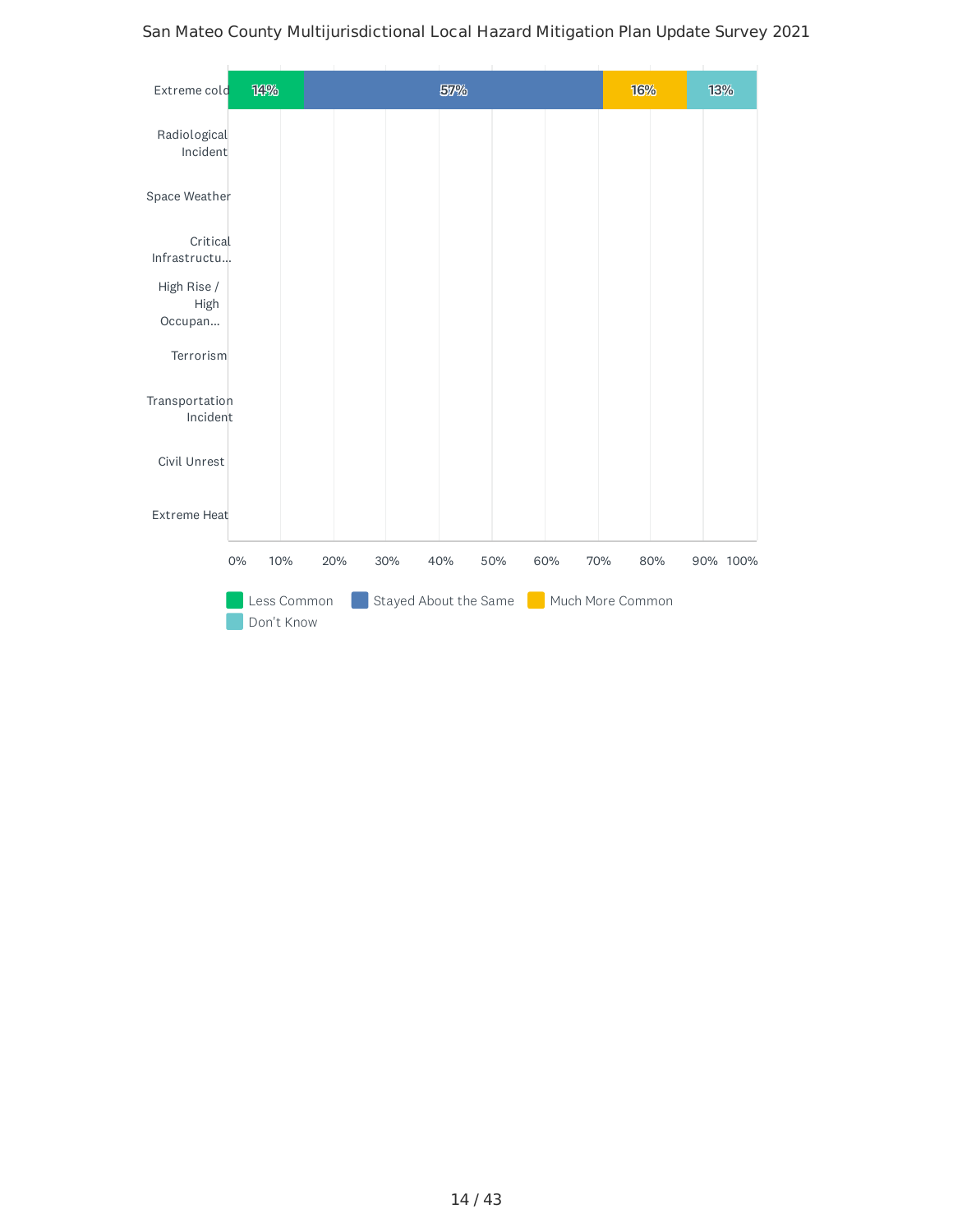San Mateo County Multijurisdictional Local Hazard Mitigation Plan Update Survey 2021

| | Less Common | Stayed About the Same | Much More Common | Don't Know |
|---|---|---|---|---|
| Extreme cold | 14% | 57% | 16% | 13% |
| Radiological Incident | | | | |
| Space Weather | | | | |
| Critical Infrastructu... | | | | |
| High Rise / High Occupan... | | | | |
| Terrorism | | | | |
| Transportation Incident | | | | |
| Civil Unrest | | | | |
| Extreme Heat | | | | |

0% 10% 20% 30% 40% 50% 60% 70% 80% 90% 100%

Less Common · Stayed About the Same · Much More Common · Don't Know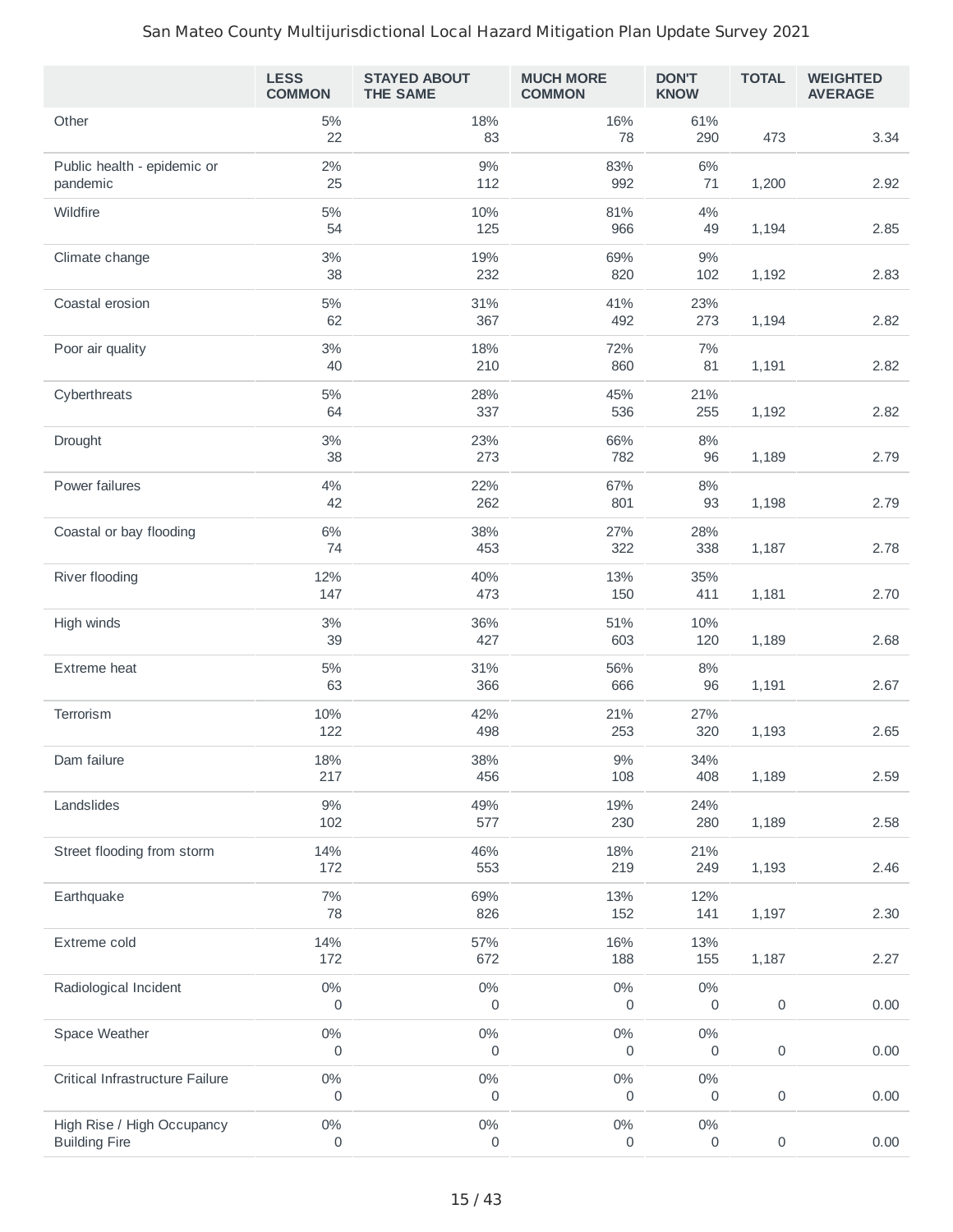San Mateo County Multijurisdictional Local Hazard Mitigation Plan Update Survey 2021

| | LESS COMMON | STAYED ABOUT THE SAME | MUCH MORE COMMON | DON'T KNOW | TOTAL | WEIGHTED AVERAGE |
|---|---|---|---|---|---|---|
| Other | 5%<br>22 | 18%<br>83 | 16%<br>78 | 61%<br>290 | 473 | 3.34 |
| Public health - epidemic or pandemic | 2%<br>25 | 9%<br>112 | 83%<br>992 | 6%<br>71 | 1,200 | 2.92 |
| Wildfire | 5%<br>54 | 10%<br>125 | 81%<br>966 | 4%<br>49 | 1,194 | 2.85 |
| Climate change | 3%<br>38 | 19%<br>232 | 69%<br>820 | 9%<br>102 | 1,192 | 2.83 |
| Coastal erosion | 5%<br>62 | 31%<br>367 | 41%<br>492 | 23%<br>273 | 1,194 | 2.82 |
| Poor air quality | 3%<br>40 | 18%<br>210 | 72%<br>860 | 7%<br>81 | 1,191 | 2.82 |
| Cyberthreats | 5%<br>64 | 28%<br>337 | 45%<br>536 | 21%<br>255 | 1,192 | 2.82 |
| Drought | 3%<br>38 | 23%<br>273 | 66%<br>782 | 8%<br>96 | 1,189 | 2.79 |
| Power failures | 4%<br>42 | 22%<br>262 | 67%<br>801 | 8%<br>93 | 1,198 | 2.79 |
| Coastal or bay flooding | 6%<br>74 | 38%<br>453 | 27%<br>322 | 28%<br>338 | 1,187 | 2.78 |
| River flooding | 12%<br>147 | 40%<br>473 | 13%<br>150 | 35%<br>411 | 1,181 | 2.70 |
| High winds | 3%<br>39 | 36%<br>427 | 51%<br>603 | 10%<br>120 | 1,189 | 2.68 |
| Extreme heat | 5%<br>63 | 31%<br>366 | 56%<br>666 | 8%<br>96 | 1,191 | 2.67 |
| Terrorism | 10%<br>122 | 42%<br>498 | 21%<br>253 | 27%<br>320 | 1,193 | 2.65 |
| Dam failure | 18%<br>217 | 38%<br>456 | 9%<br>108 | 34%<br>408 | 1,189 | 2.59 |
| Landslides | 9%<br>102 | 49%<br>577 | 19%<br>230 | 24%<br>280 | 1,189 | 2.58 |
| Street flooding from storm | 14%<br>172 | 46%<br>553 | 18%<br>219 | 21%<br>249 | 1,193 | 2.46 |
| Earthquake | 7%<br>78 | 69%<br>826 | 13%<br>152 | 12%<br>141 | 1,197 | 2.30 |
| Extreme cold | 14%<br>172 | 57%<br>672 | 16%<br>188 | 13%<br>155 | 1,187 | 2.27 |
| Radiological Incident | 0%<br>0 | 0%<br>0 | 0%<br>0 | 0%<br>0 | 0 | 0.00 |
| Space Weather | 0%<br>0 | 0%<br>0 | 0%<br>0 | 0%<br>0 | 0 | 0.00 |
| Critical Infrastructure Failure | 0%<br>0 | 0%<br>0 | 0%<br>0 | 0%<br>0 | 0 | 0.00 |
| High Rise / High Occupancy Building Fire | 0%<br>0 | 0%<br>0 | 0%<br>0 | 0%<br>0 | 0 | 0.00 |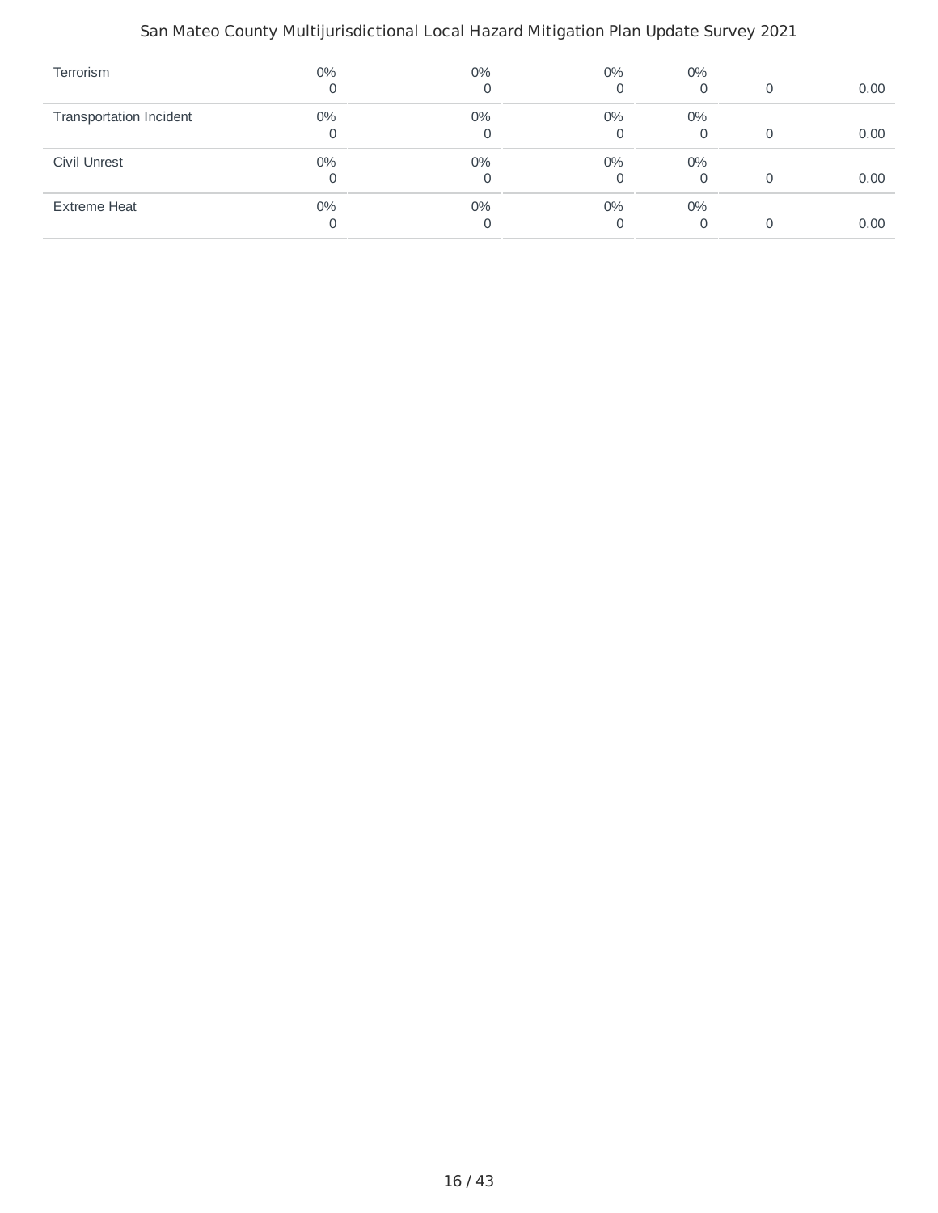| | | | | | | |
|---|---|---|---|---|---|---|
| Terrorism | 0%<br>0 | 0%<br>0 | 0%<br>0 | 0%<br>0 | 0 | 0.00 |
| Transportation Incident | 0%<br>0 | 0%<br>0 | 0%<br>0 | 0%<br>0 | 0 | 0.00 |
| Civil Unrest | 0%<br>0 | 0%<br>0 | 0%<br>0 | 0%<br>0 | 0 | 0.00 |
| Extreme Heat | 0%<br>0 | 0%<br>0 | 0%<br>0 | 0%<br>0 | 0 | 0.00 |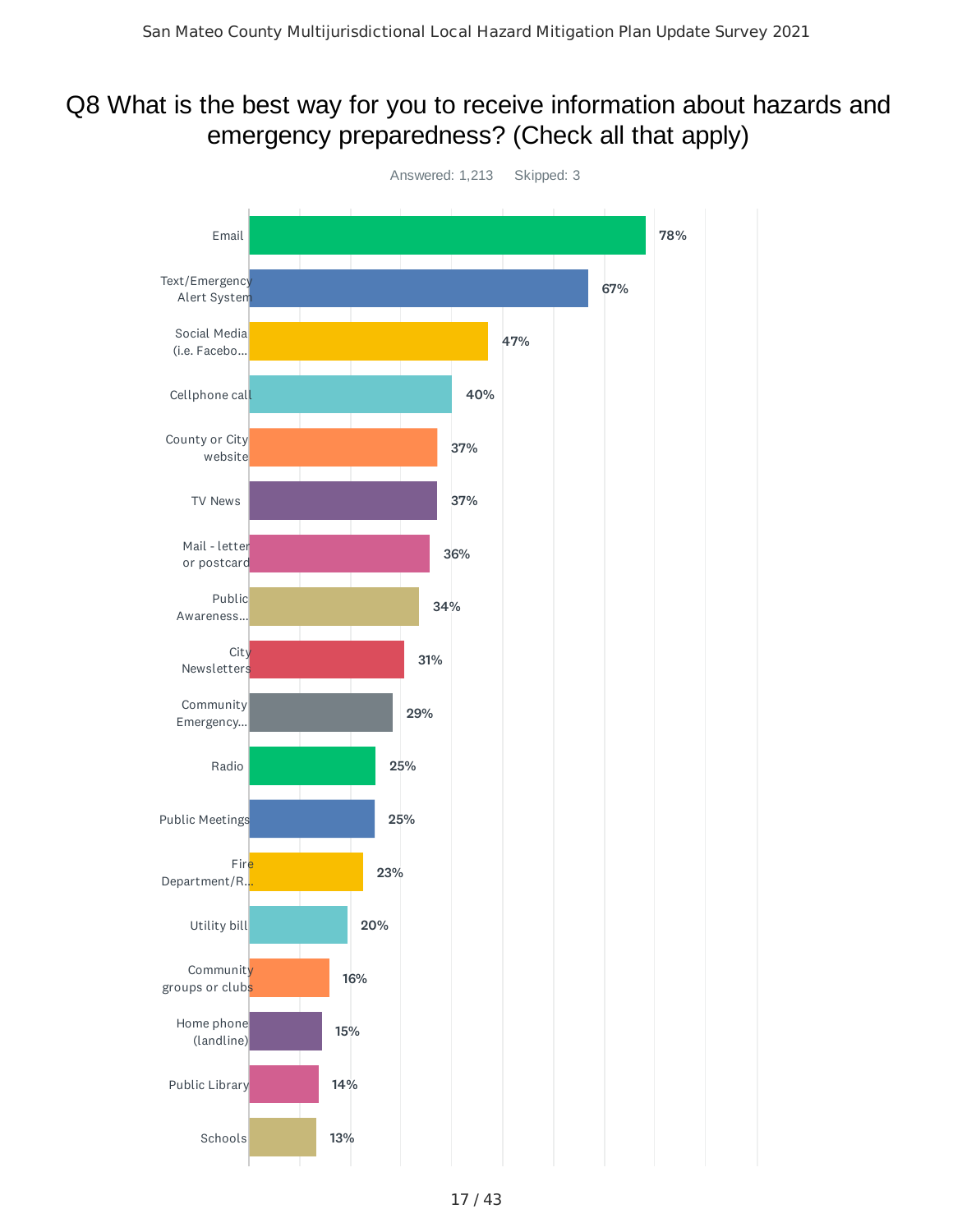# Q8 What is the best way for you to receive information about hazards and emergency preparedness? (Check all that apply)

Answered: 1,213 Skipped: 3

| Answer | Percentage |
| --- | --- |
| Email | 78% |
| Text/Emergency Alert System | 67% |
| Social Media (i.e. Facebo... | 47% |
| Cellphone call | 40% |
| County or City website | 37% |
| TV News | 37% |
| Mail - letter or postcard | 36% |
| Public Awareness... | 34% |
| City Newsletters | 31% |
| Community Emergency... | 29% |
| Radio | 25% |
| Public Meetings | 25% |
| Fire Department/R... | 23% |
| Utility bill | 20% |
| Community groups or clubs | 16% |
| Home phone (landline) | 15% |
| Public Library | 14% |
| Schools | 13% |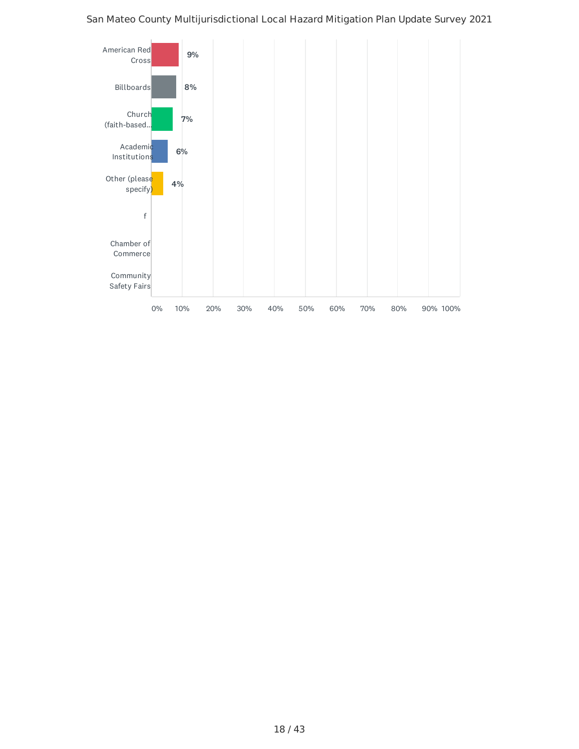San Mateo County Multijurisdictional Local Hazard Mitigation Plan Update Survey 2021

| Response | Percentage |
| --- | --- |
| American Red Cross | 9% |
| Billboards | 8% |
| Church (faith-based... | 7% |
| Academic Institutions | 6% |
| Other (please specify) | 4% |
| f | |
| Chamber of Commerce | |
| Community Safety Fairs | |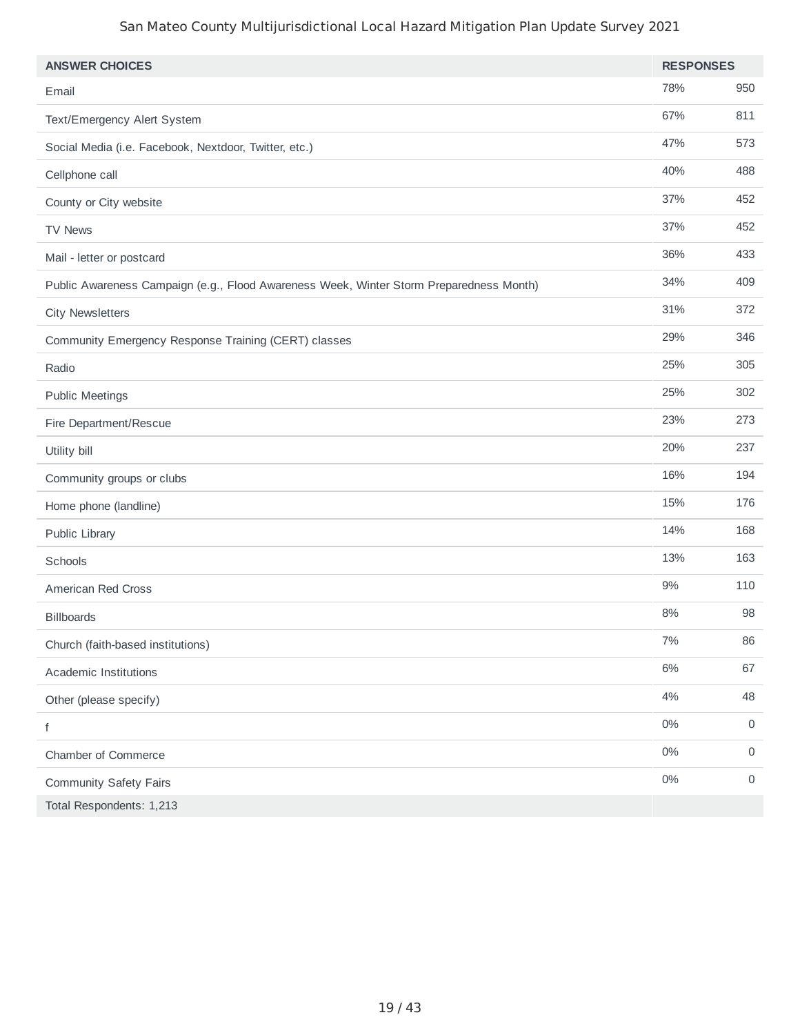| ANSWER CHOICES | RESPONSES | |
|---|---|---|
| Email | 78% | 950 |
| Text/Emergency Alert System | 67% | 811 |
| Social Media (i.e. Facebook, Nextdoor, Twitter, etc.) | 47% | 573 |
| Cellphone call | 40% | 488 |
| County or City website | 37% | 452 |
| TV News | 37% | 452 |
| Mail - letter or postcard | 36% | 433 |
| Public Awareness Campaign (e.g., Flood Awareness Week, Winter Storm Preparedness Month) | 34% | 409 |
| City Newsletters | 31% | 372 |
| Community Emergency Response Training (CERT) classes | 29% | 346 |
| Radio | 25% | 305 |
| Public Meetings | 25% | 302 |
| Fire Department/Rescue | 23% | 273 |
| Utility bill | 20% | 237 |
| Community groups or clubs | 16% | 194 |
| Home phone (landline) | 15% | 176 |
| Public Library | 14% | 168 |
| Schools | 13% | 163 |
| American Red Cross | 9% | 110 |
| Billboards | 8% | 98 |
| Church (faith-based institutions) | 7% | 86 |
| Academic Institutions | 6% | 67 |
| Other (please specify) | 4% | 48 |
| f | 0% | 0 |
| Chamber of Commerce | 0% | 0 |
| Community Safety Fairs | 0% | 0 |
| Total Respondents: 1,213 | | |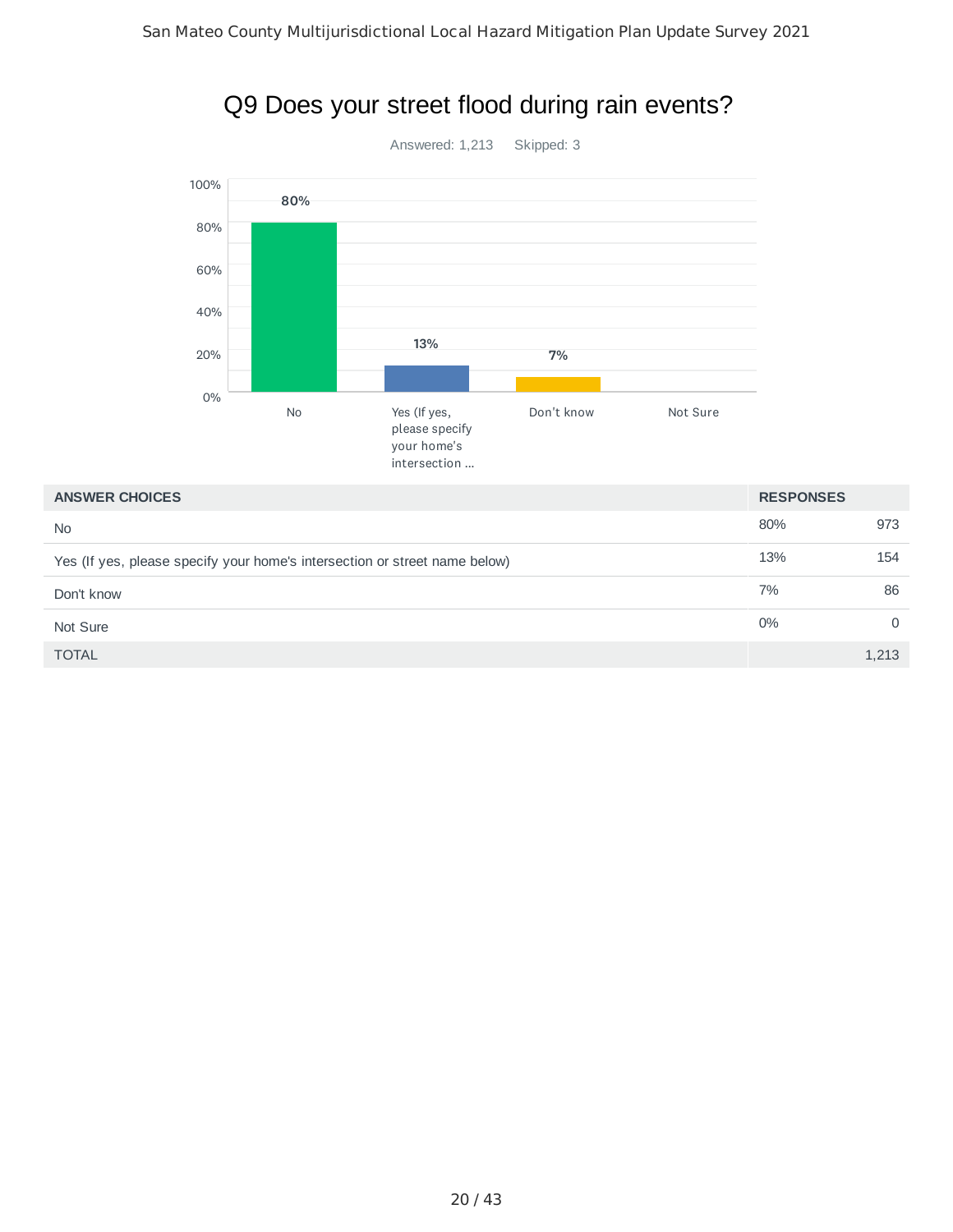# Q9 Does your street flood during rain events?

Answered: 1,213 Skipped: 3

| ANSWER CHOICES | RESPONSES | |
|---|---|---|
| No | 80% | 973 |
| Yes (If yes, please specify your home's intersection or street name below) | 13% | 154 |
| Don't know | 7% | 86 |
| Not Sure | 0% | 0 |
| TOTAL | | 1,213 |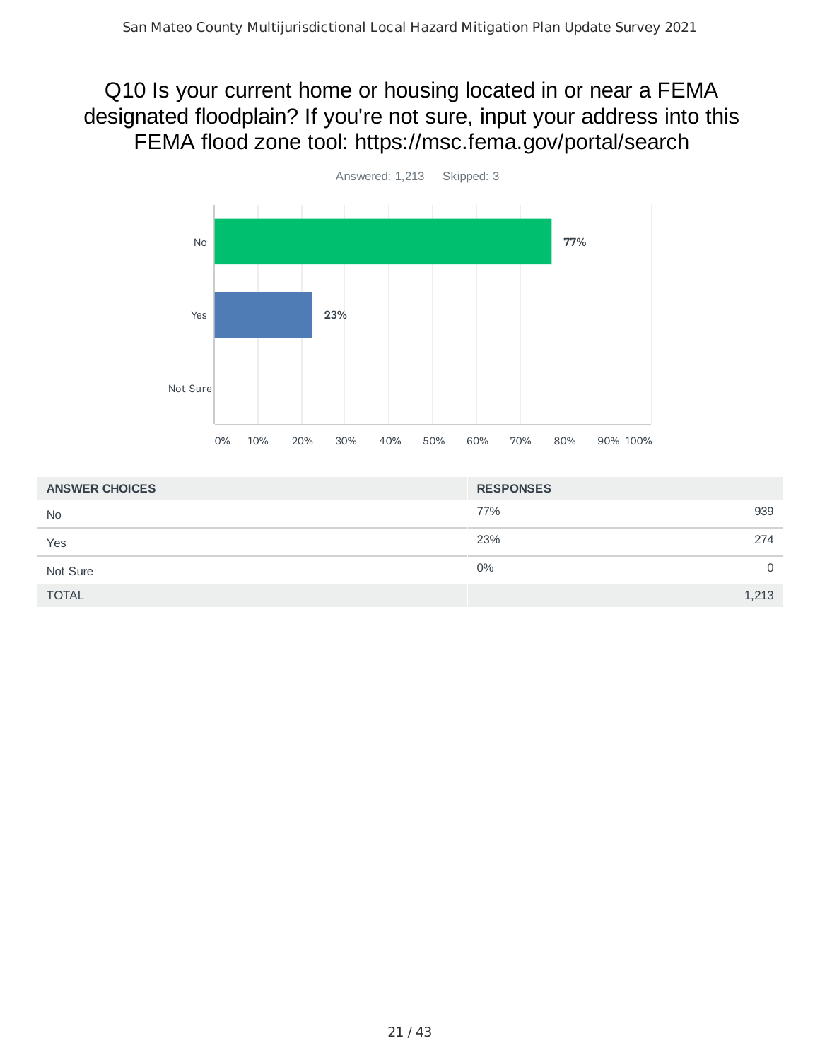# Q10 Is your current home or housing located in or near a FEMA designated floodplain? If you're not sure, input your address into this FEMA flood zone tool: https://msc.fema.gov/portal/search

Answered: 1,213 Skipped: 3

| ANSWER CHOICES | RESPONSES | |
|---|---|---|
| No | 77% | 939 |
| Yes | 23% | 274 |
| Not Sure | 0% | 0 |
| TOTAL | | 1,213 |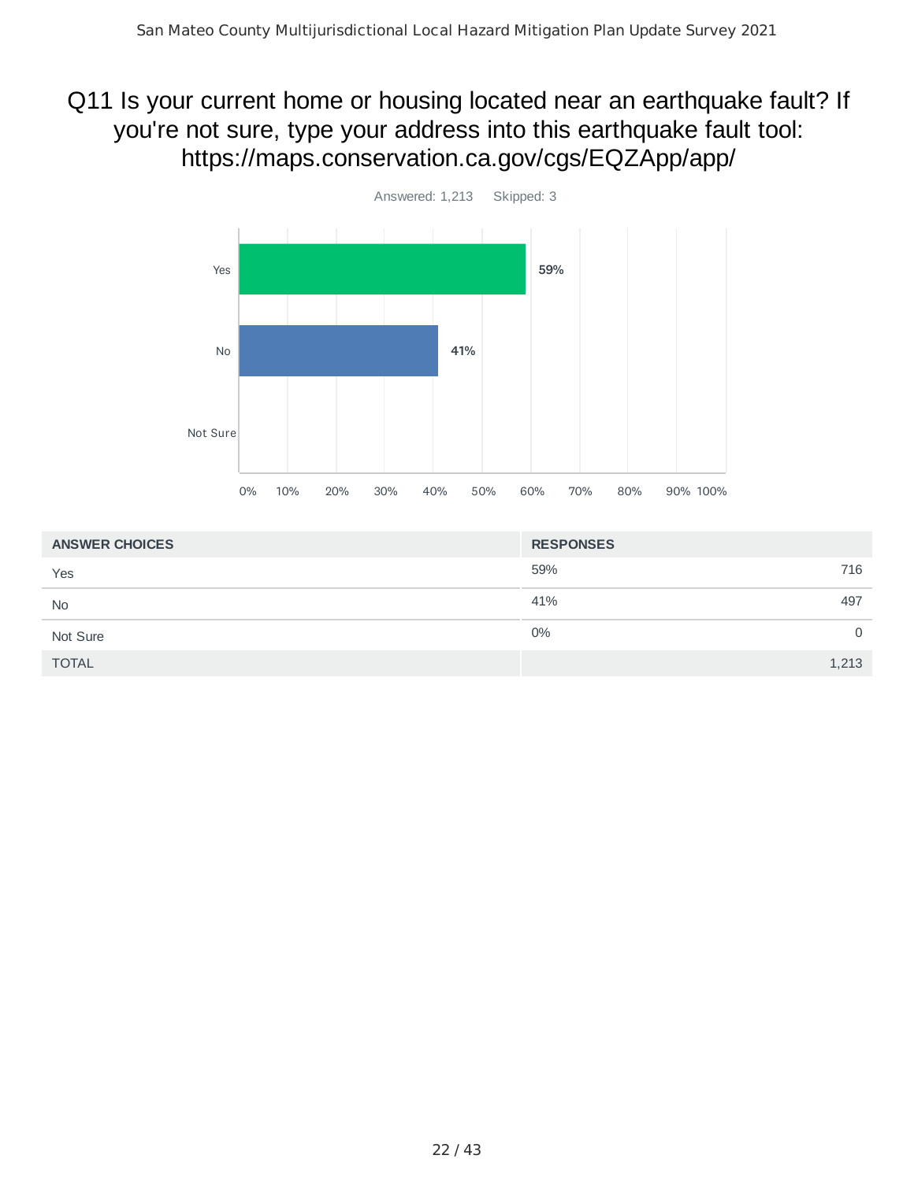# Q11 Is your current home or housing located near an earthquake fault? If you're not sure, type your address into this earthquake fault tool: https://maps.conservation.ca.gov/cgs/EQZApp/app/

Answered: 1,213 Skipped: 3

| ANSWER CHOICES | RESPONSES | |
|---|---|---|
| Yes | 59% | 716 |
| No | 41% | 497 |
| Not Sure | 0% | 0 |
| TOTAL | | 1,213 |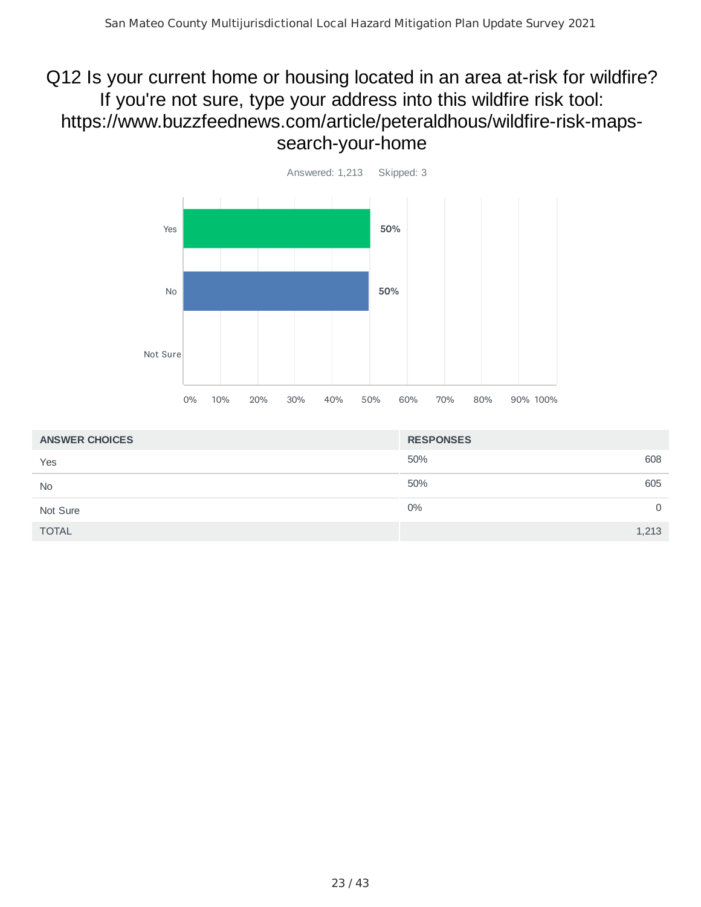## Q12 Is your current home or housing located in an area at-risk for wildfire? If you're not sure, type your address into this wildfire risk tool: https://www.buzzfeednews.com/article/peteraldhous/wildfire-risk-maps-search-your-home

Answered: 1,213 Skipped: 3

| ANSWER CHOICES | RESPONSES | |
|---|---|---|
| Yes | 50% | 608 |
| No | 50% | 605 |
| Not Sure | 0% | 0 |
| TOTAL | | 1,213 |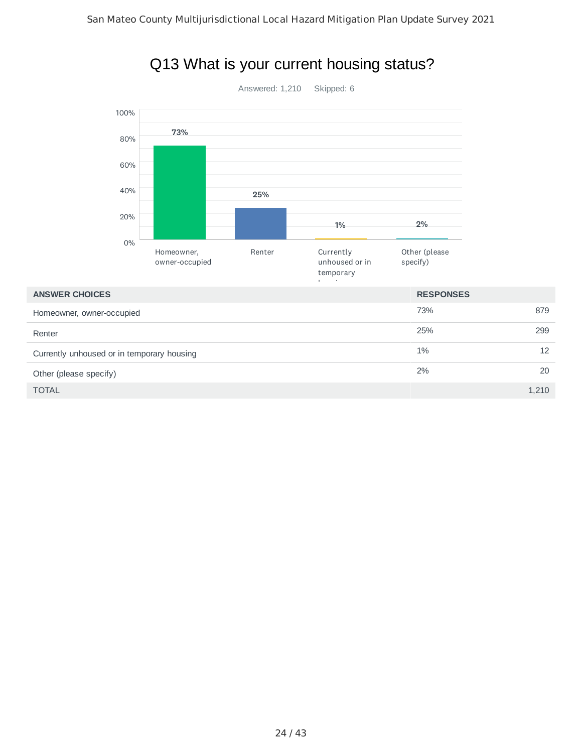# Q13 What is your current housing status?

Answered: 1,210 Skipped: 6

| ANSWER CHOICES | RESPONSES | |
|---|---|---|
| Homeowner, owner-occupied | 73% | 879 |
| Renter | 25% | 299 |
| Currently unhoused or in temporary housing | 1% | 12 |
| Other (please specify) | 2% | 20 |
| TOTAL | | 1,210 |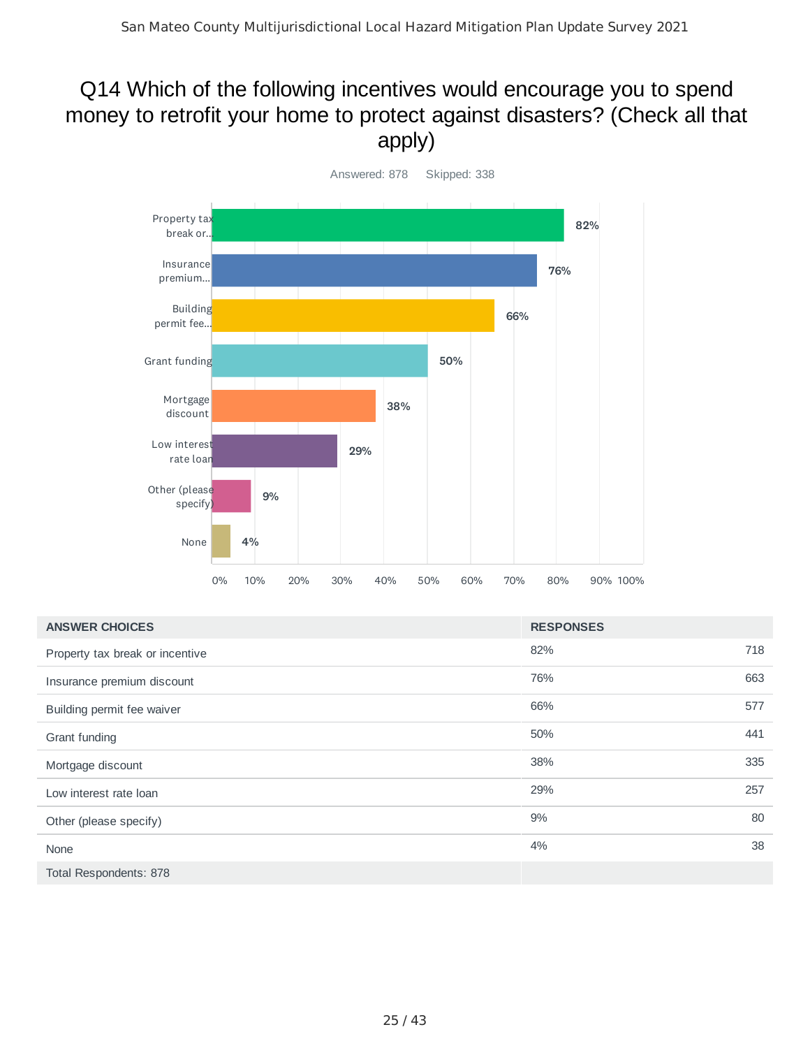# Q14 Which of the following incentives would encourage you to spend money to retrofit your home to protect against disasters? (Check all that apply)

Answered: 878 Skipped: 338

| ANSWER CHOICES | RESPONSES | |
|---|---|---|
| Property tax break or incentive | 82% | 718 |
| Insurance premium discount | 76% | 663 |
| Building permit fee waiver | 66% | 577 |
| Grant funding | 50% | 441 |
| Mortgage discount | 38% | 335 |
| Low interest rate loan | 29% | 257 |
| Other (please specify) | 9% | 80 |
| None | 4% | 38 |
| Total Respondents: 878 | | |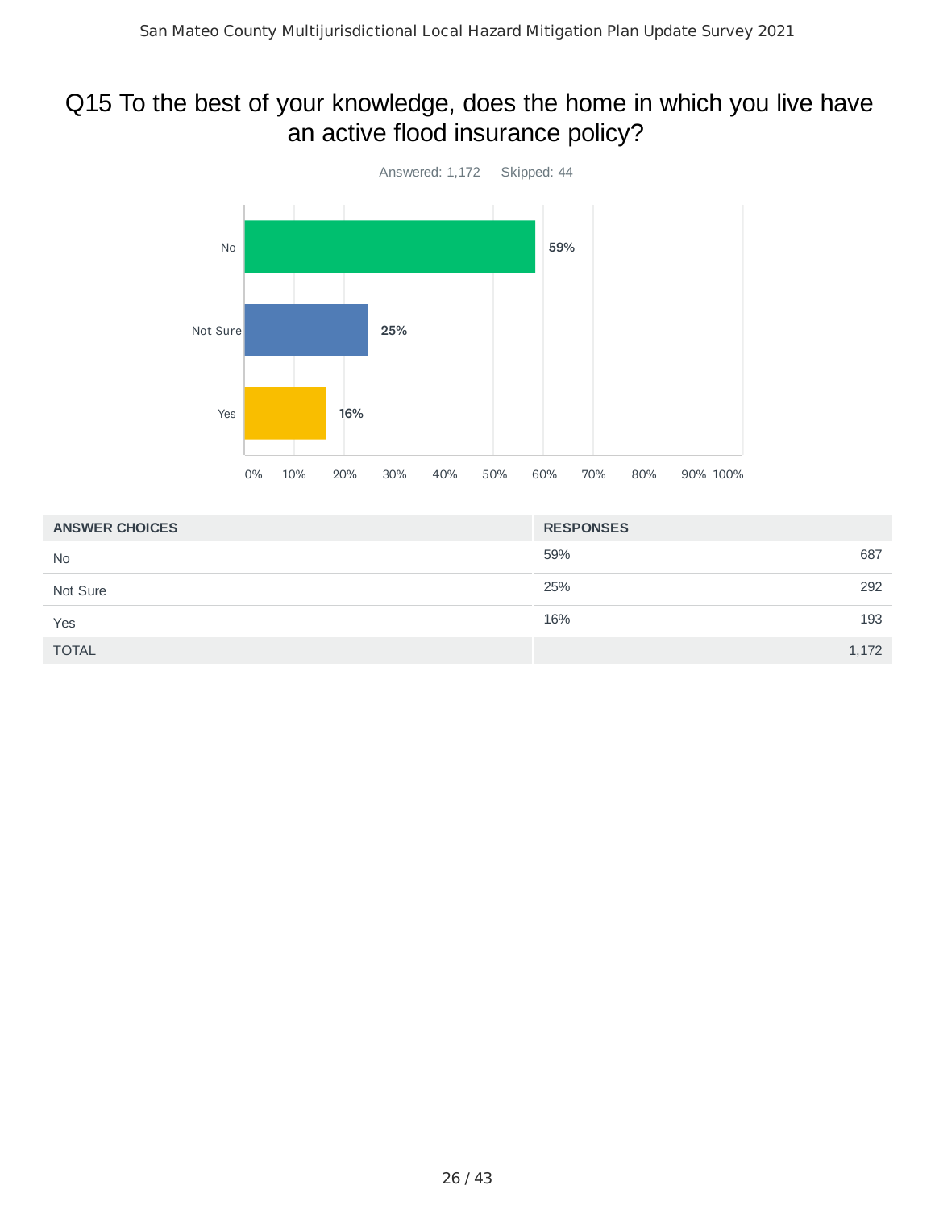## Q15 To the best of your knowledge, does the home in which you live have an active flood insurance policy?

Answered: 1,172 Skipped: 44

| ANSWER CHOICES | RESPONSES | |
|---|---|---|
| No | 59% | 687 |
| Not Sure | 25% | 292 |
| Yes | 16% | 193 |
| TOTAL | | 1,172 |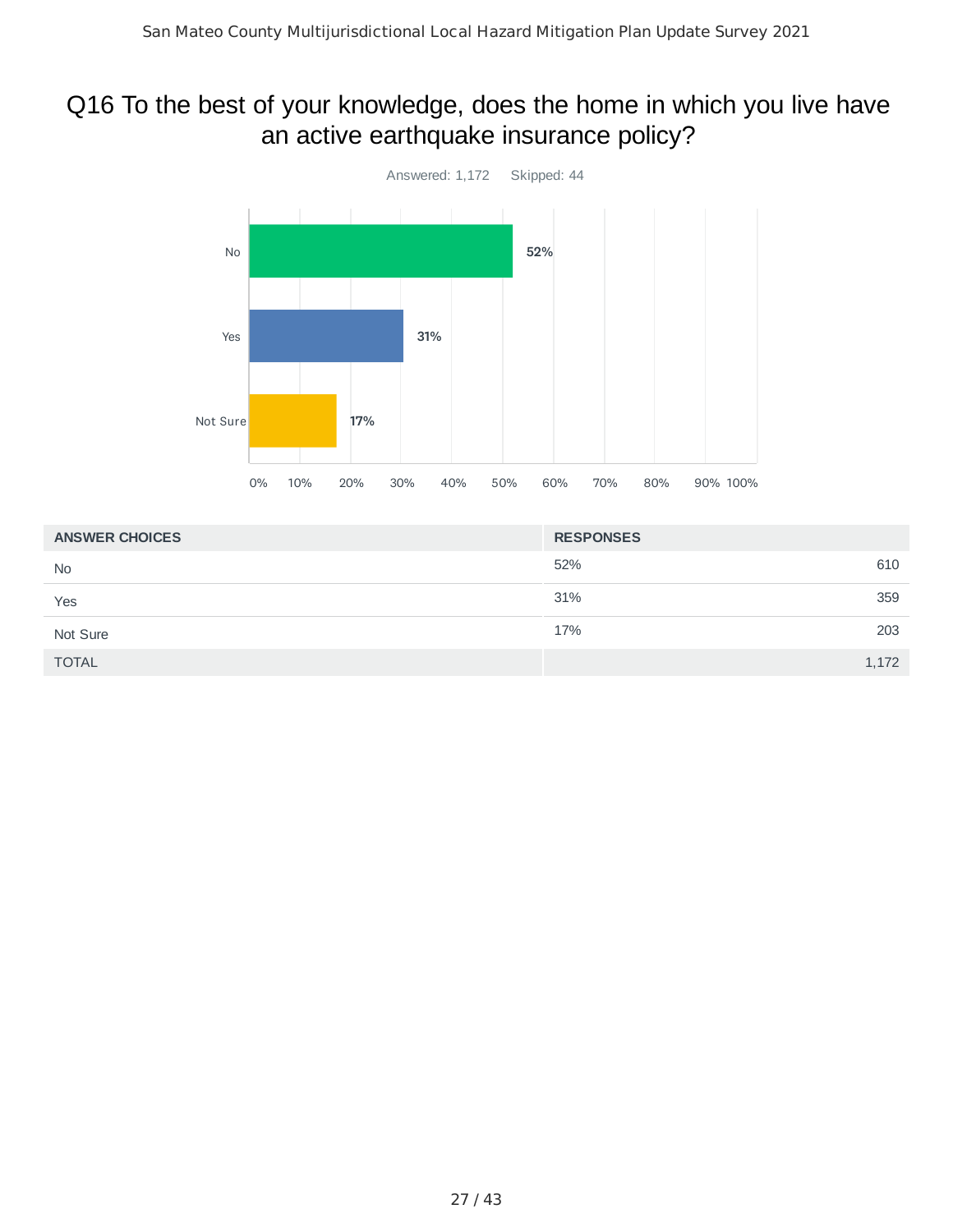## Q16 To the best of your knowledge, does the home in which you live have an active earthquake insurance policy?

Answered: 1,172 Skipped: 44

| ANSWER CHOICES | RESPONSES | |
|---|---|---|
| No | 52% | 610 |
| Yes | 31% | 359 |
| Not Sure | 17% | 203 |
| TOTAL | | 1,172 |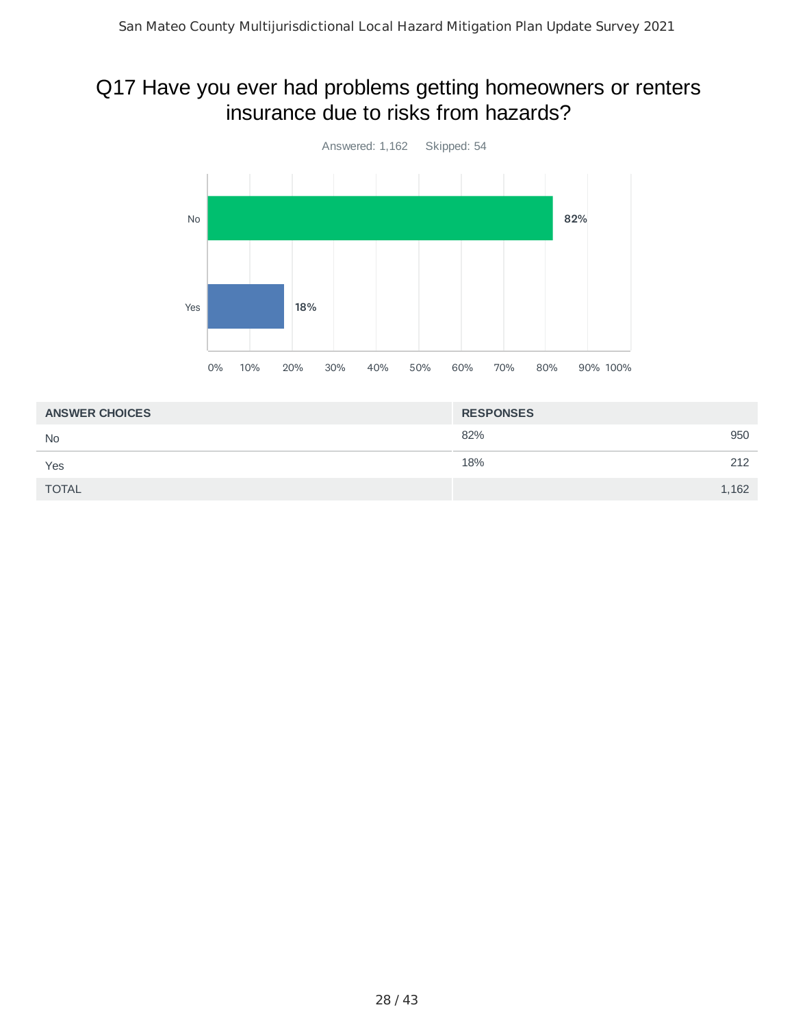# Q17 Have you ever had problems getting homeowners or renters insurance due to risks from hazards?

Answered: 1,162 Skipped: 54

| ANSWER CHOICES | RESPONSES | |
|---|---|---|
| No | 82% | 950 |
| Yes | 18% | 212 |
| TOTAL | | 1,162 |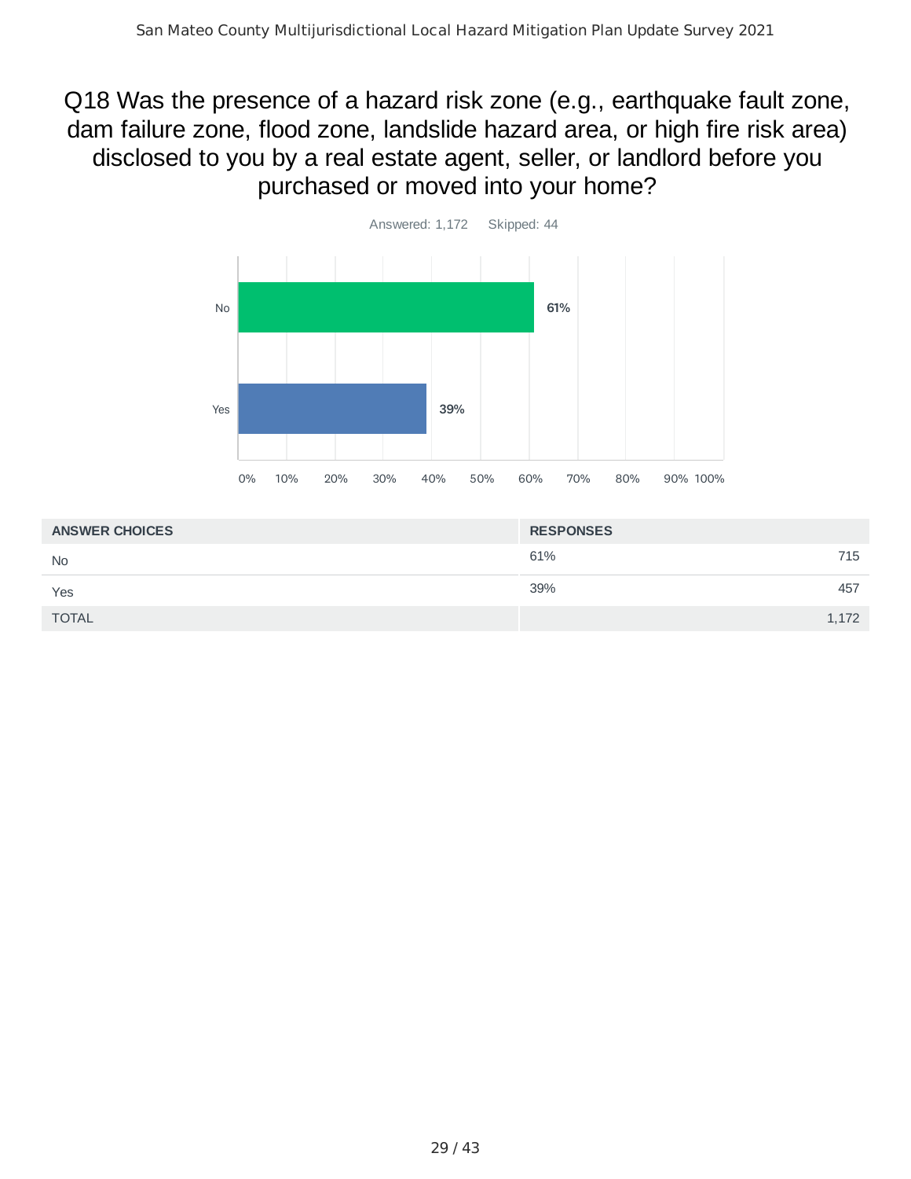## Q18 Was the presence of a hazard risk zone (e.g., earthquake fault zone, dam failure zone, flood zone, landslide hazard area, or high fire risk area) disclosed to you by a real estate agent, seller, or landlord before you purchased or moved into your home?

Answered: 1,172 Skipped: 44

| ANSWER CHOICES | RESPONSES | |
|---|---|---|
| No | 61% | 715 |
| Yes | 39% | 457 |
| TOTAL | | 1,172 |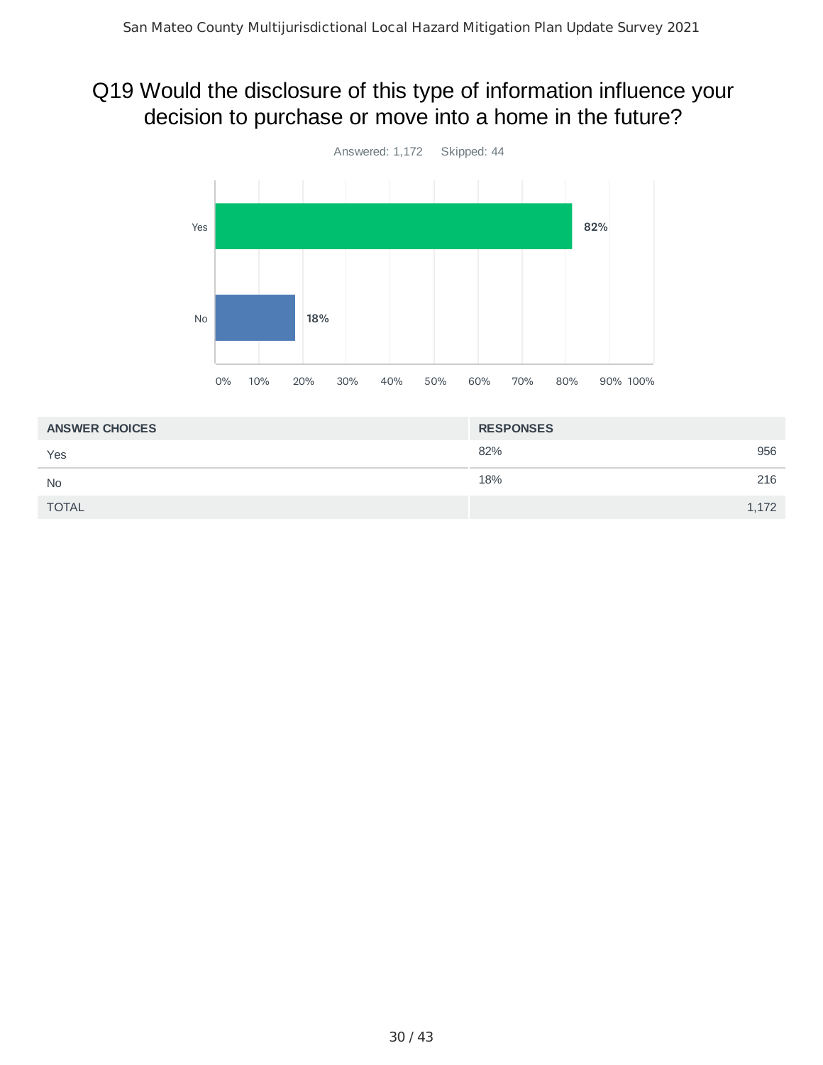# Q19 Would the disclosure of this type of information influence your decision to purchase or move into a home in the future?

Answered: 1,172 Skipped: 44

Yes: 82%

No: 18%

| ANSWER CHOICES | RESPONSES | |
|---|---|---|
| Yes | 82% | 956 |
| No | 18% | 216 |
| TOTAL | | 1,172 |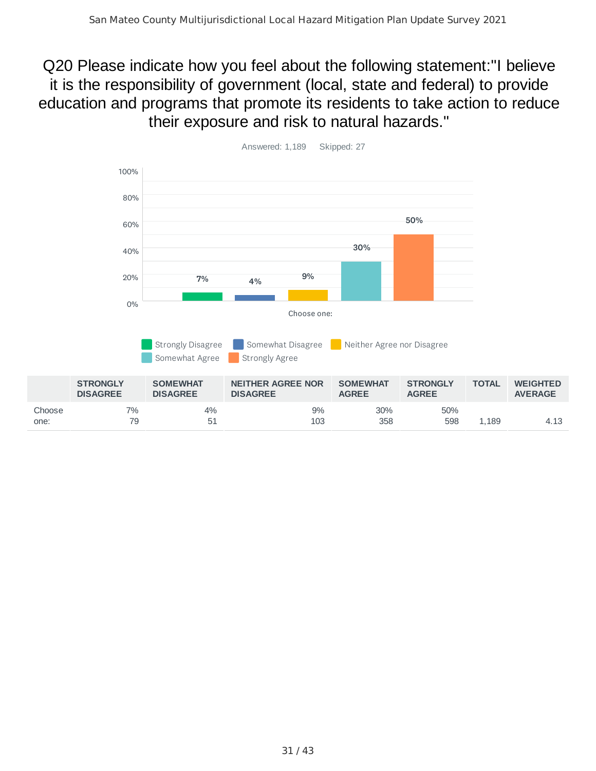## Q20 Please indicate how you feel about the following statement:"I believe it is the responsibility of government (local, state and federal) to provide education and programs that promote its residents to take action to reduce their exposure and risk to natural hazards."

Answered: 1,189    Skipped: 27

| | STRONGLY DISAGREE | SOMEWHAT DISAGREE | NEITHER AGREE NOR DISAGREE | SOMEWHAT AGREE | STRONGLY AGREE | TOTAL | WEIGHTED AVERAGE |
|---|---|---|---|---|---|---|---|
| Choose one: | 7%<br>79 | 4%<br>51 | 9%<br>103 | 30%<br>358 | 50%<br>598 | 1,189 | 4.13 |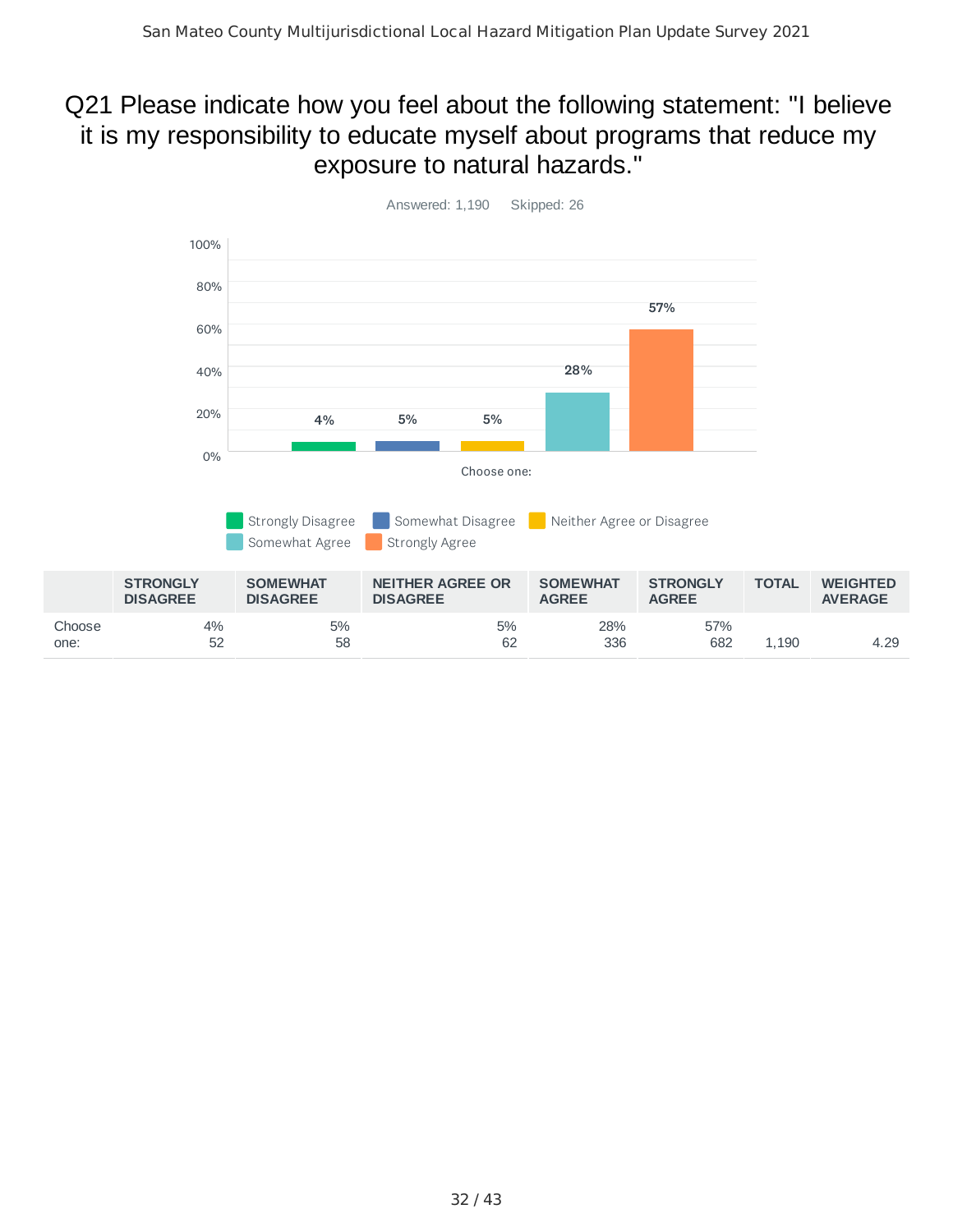# Q21 Please indicate how you feel about the following statement: "I believe it is my responsibility to educate myself about programs that reduce my exposure to natural hazards."

Answered: 1,190 Skipped: 26

| | STRONGLY DISAGREE | SOMEWHAT DISAGREE | NEITHER AGREE OR DISAGREE | SOMEWHAT AGREE | STRONGLY AGREE | TOTAL | WEIGHTED AVERAGE |
|---|---|---|---|---|---|---|---|
| Choose one: | 4%<br>52 | 5%<br>58 | 5%<br>62 | 28%<br>336 | 57%<br>682 | 1,190 | 4.29 |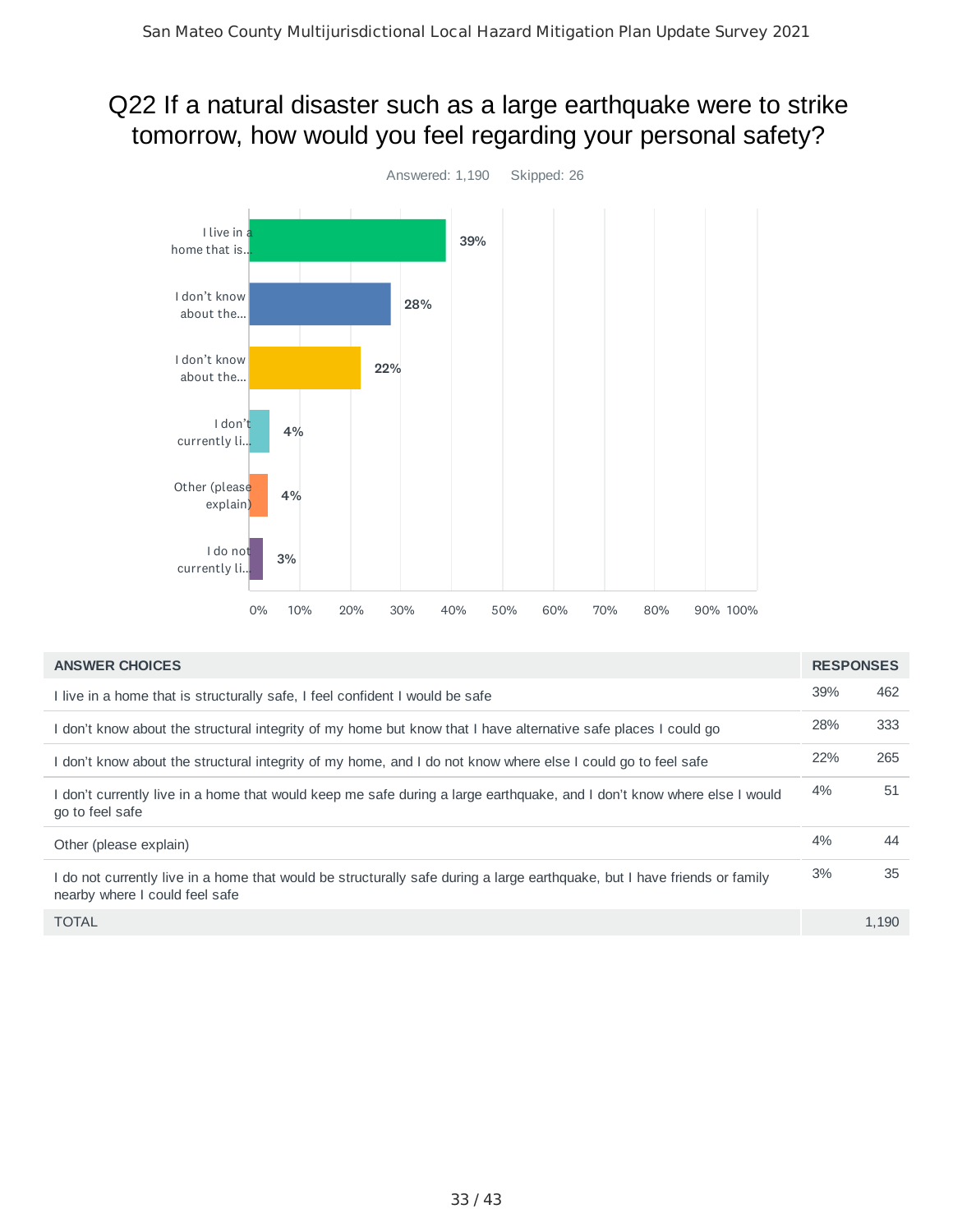## Q22 If a natural disaster such as a large earthquake were to strike tomorrow, how would you feel regarding your personal safety?

Answered: 1,190 Skipped: 26

| ANSWER CHOICES | RESPONSES | |
|---|---|---|
| I live in a home that is structurally safe, I feel confident I would be safe | 39% | 462 |
| I don't know about the structural integrity of my home but know that I have alternative safe places I could go | 28% | 333 |
| I don't know about the structural integrity of my home, and I do not know where else I could go to feel safe | 22% | 265 |
| I don't currently live in a home that would keep me safe during a large earthquake, and I don't know where else I would go to feel safe | 4% | 51 |
| Other (please explain) | 4% | 44 |
| I do not currently live in a home that would be structurally safe during a large earthquake, but I have friends or family nearby where I could feel safe | 3% | 35 |
| TOTAL | | 1,190 |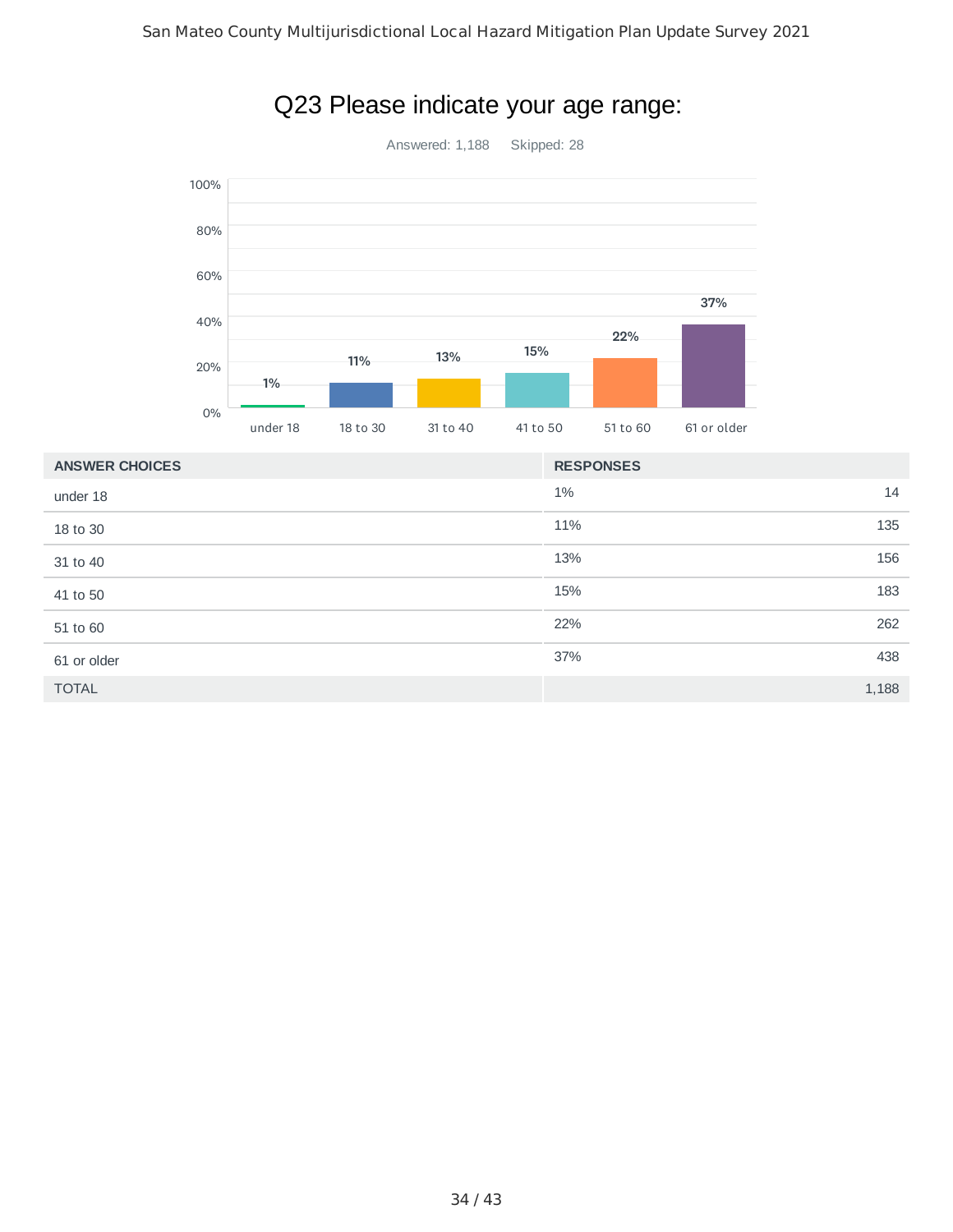# Q23 Please indicate your age range:

Answered: 1,188 Skipped: 28

| ANSWER CHOICES | RESPONSES | |
|---|---|---|
| under 18 | 1% | 14 |
| 18 to 30 | 11% | 135 |
| 31 to 40 | 13% | 156 |
| 41 to 50 | 15% | 183 |
| 51 to 60 | 22% | 262 |
| 61 or older | 37% | 438 |
| TOTAL | | 1,188 |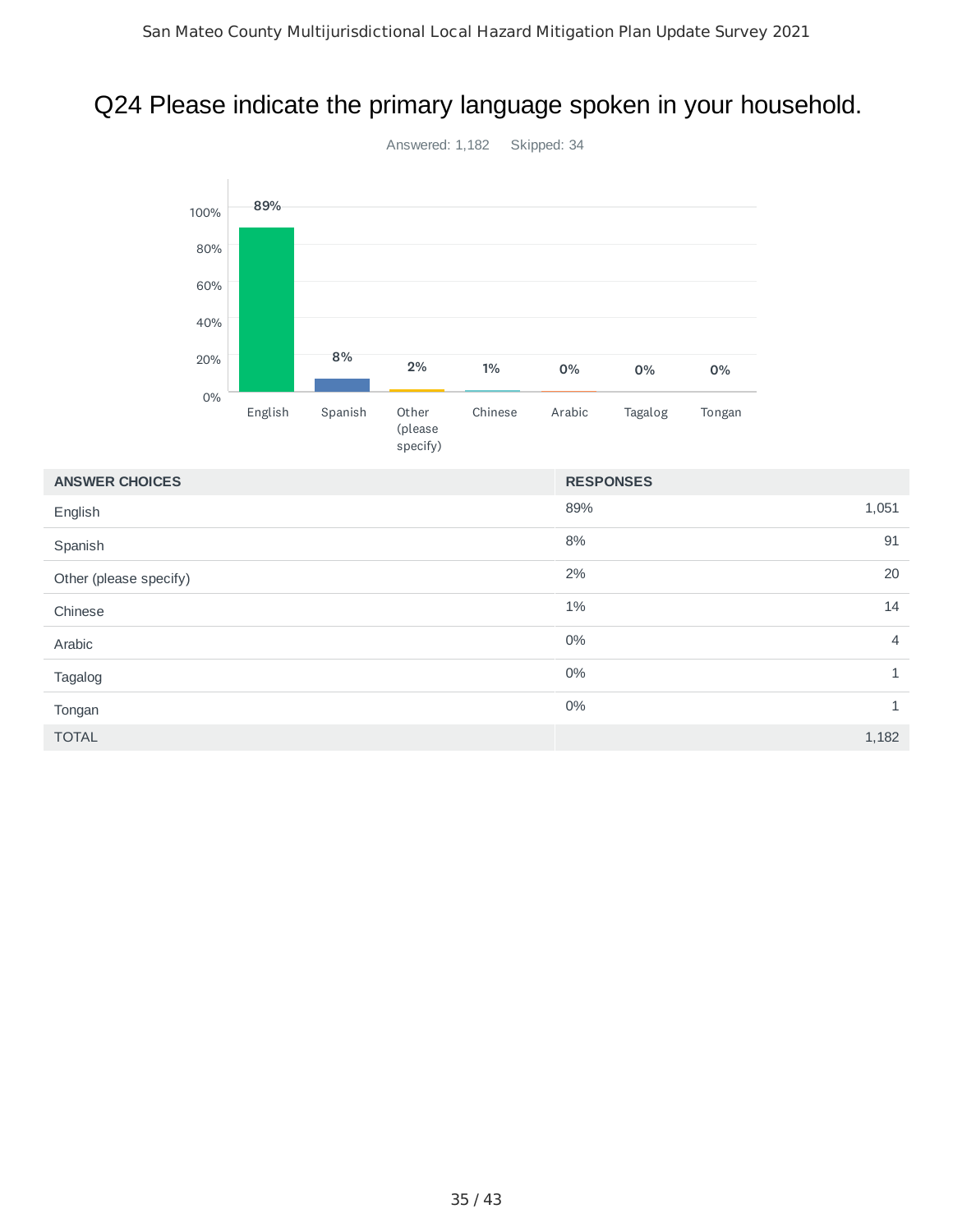# Q24 Please indicate the primary language spoken in your household.

Answered: 1,182 Skipped: 34

| ANSWER CHOICES | RESPONSES | |
|---|---|---|
| English | 89% | 1,051 |
| Spanish | 8% | 91 |
| Other (please specify) | 2% | 20 |
| Chinese | 1% | 14 |
| Arabic | 0% | 4 |
| Tagalog | 0% | 1 |
| Tongan | 0% | 1 |
| TOTAL | | 1,182 |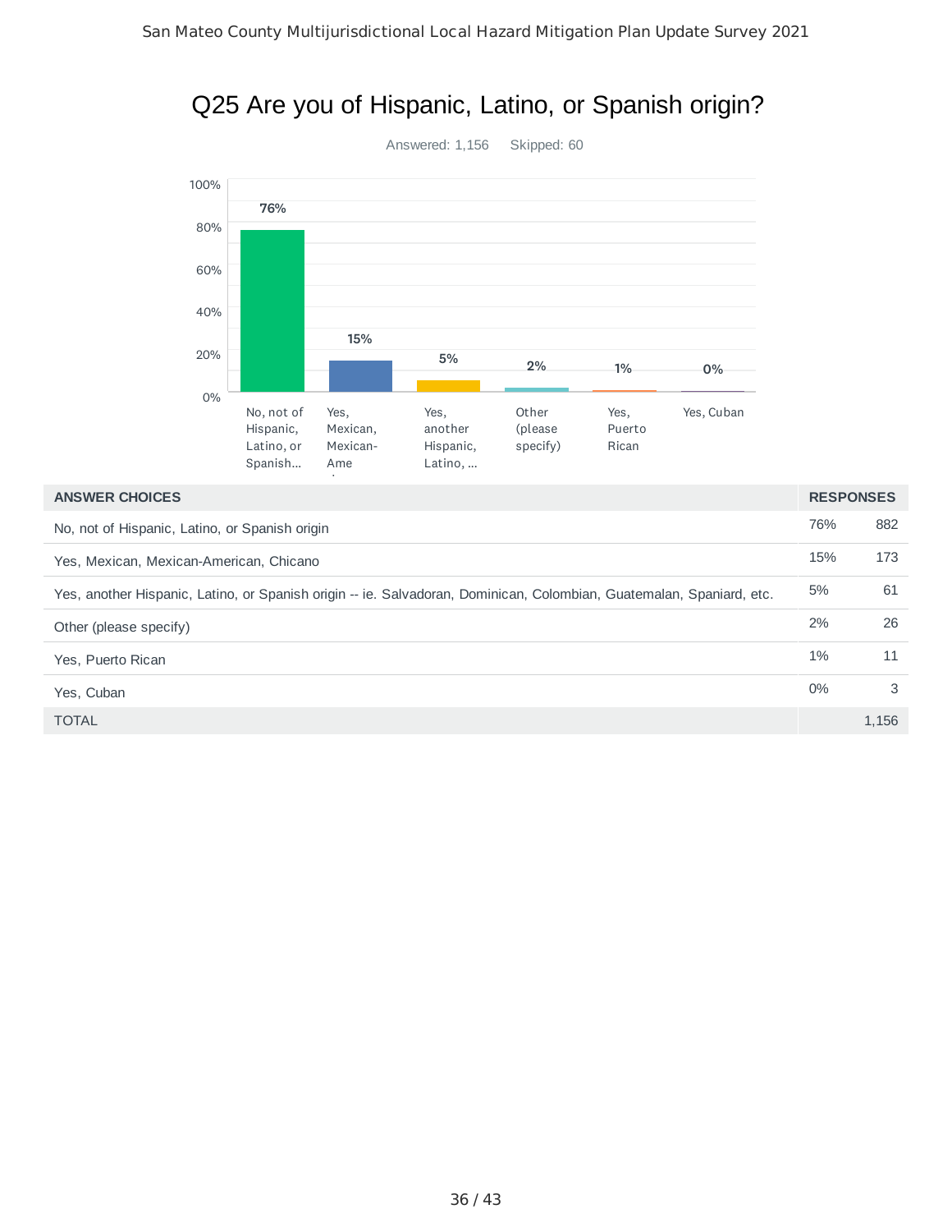# Q25 Are you of Hispanic, Latino, or Spanish origin?

Answered: 1,156 Skipped: 60

| ANSWER CHOICES | RESPONSES | |
|---|---|---|
| No, not of Hispanic, Latino, or Spanish origin | 76% | 882 |
| Yes, Mexican, Mexican-American, Chicano | 15% | 173 |
| Yes, another Hispanic, Latino, or Spanish origin -- ie. Salvadoran, Dominican, Colombian, Guatemalan, Spaniard, etc. | 5% | 61 |
| Other (please specify) | 2% | 26 |
| Yes, Puerto Rican | 1% | 11 |
| Yes, Cuban | 0% | 3 |
| TOTAL | | 1,156 |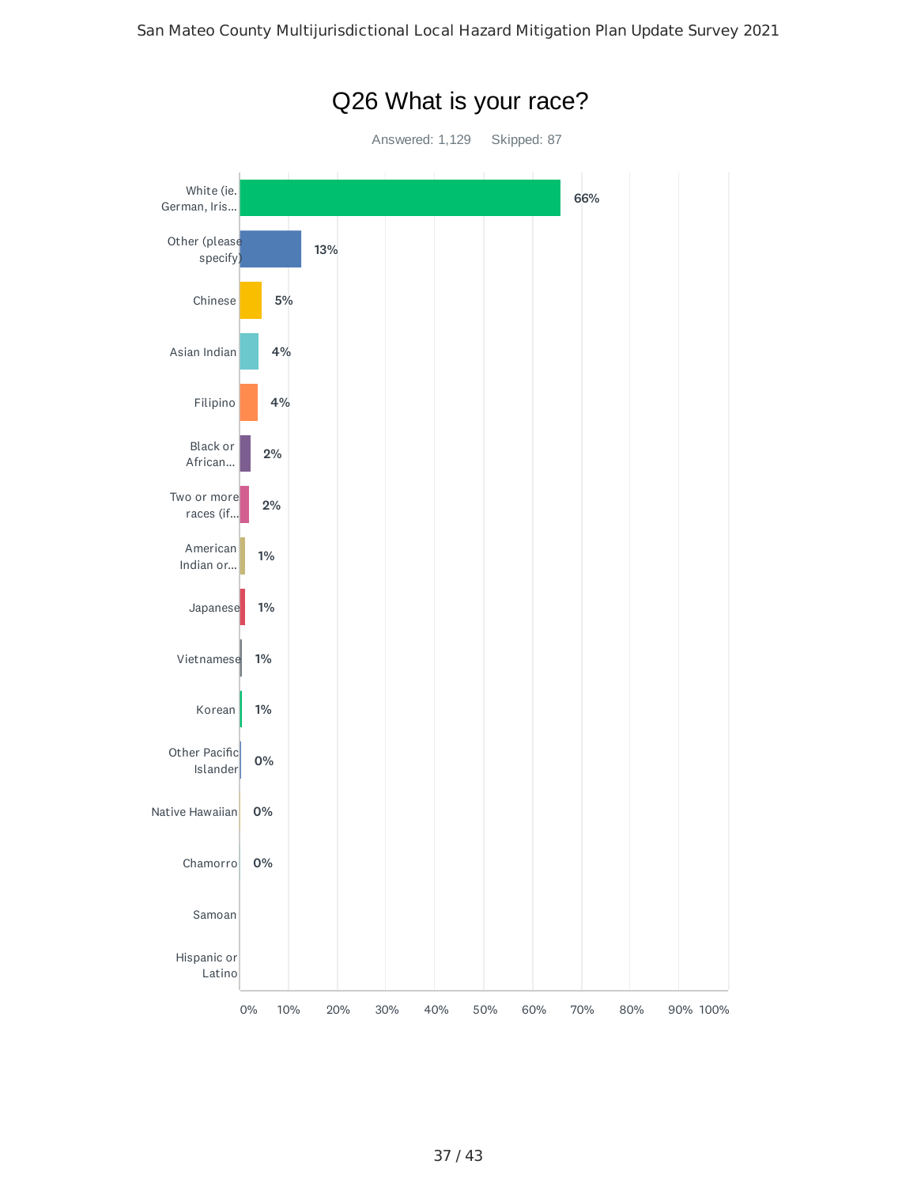## Q26 What is your race?

Answered: 1,129    Skipped: 87

| Answer | Percentage |
|---|---|
| White (ie. German, Iris... | 66% |
| Other (please specify) | 13% |
| Chinese | 5% |
| Asian Indian | 4% |
| Filipino | 4% |
| Black or African... | 2% |
| Two or more races (if... | 2% |
| American Indian or... | 1% |
| Japanese | 1% |
| Vietnamese | 1% |
| Korean | 1% |
| Other Pacific Islander | 0% |
| Native Hawaiian | 0% |
| Chamorro | 0% |
| Samoan | |
| Hispanic or Latino | |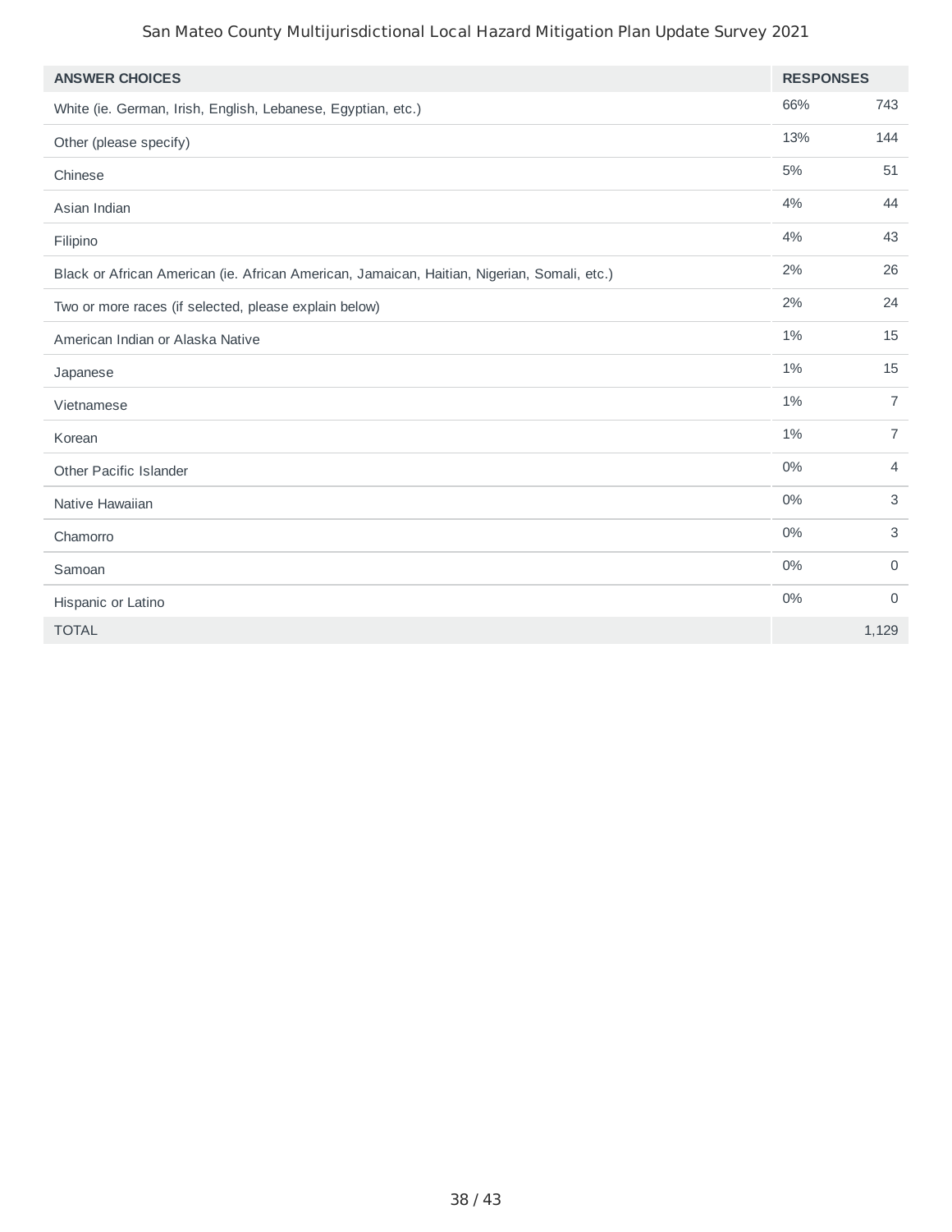| ANSWER CHOICES | RESPONSES | |
|---|---|---|
| White (ie. German, Irish, English, Lebanese, Egyptian, etc.) | 66% | 743 |
| Other (please specify) | 13% | 144 |
| Chinese | 5% | 51 |
| Asian Indian | 4% | 44 |
| Filipino | 4% | 43 |
| Black or African American (ie. African American, Jamaican, Haitian, Nigerian, Somali, etc.) | 2% | 26 |
| Two or more races (if selected, please explain below) | 2% | 24 |
| American Indian or Alaska Native | 1% | 15 |
| Japanese | 1% | 15 |
| Vietnamese | 1% | 7 |
| Korean | 1% | 7 |
| Other Pacific Islander | 0% | 4 |
| Native Hawaiian | 0% | 3 |
| Chamorro | 0% | 3 |
| Samoan | 0% | 0 |
| Hispanic or Latino | 0% | 0 |
| TOTAL | | 1,129 |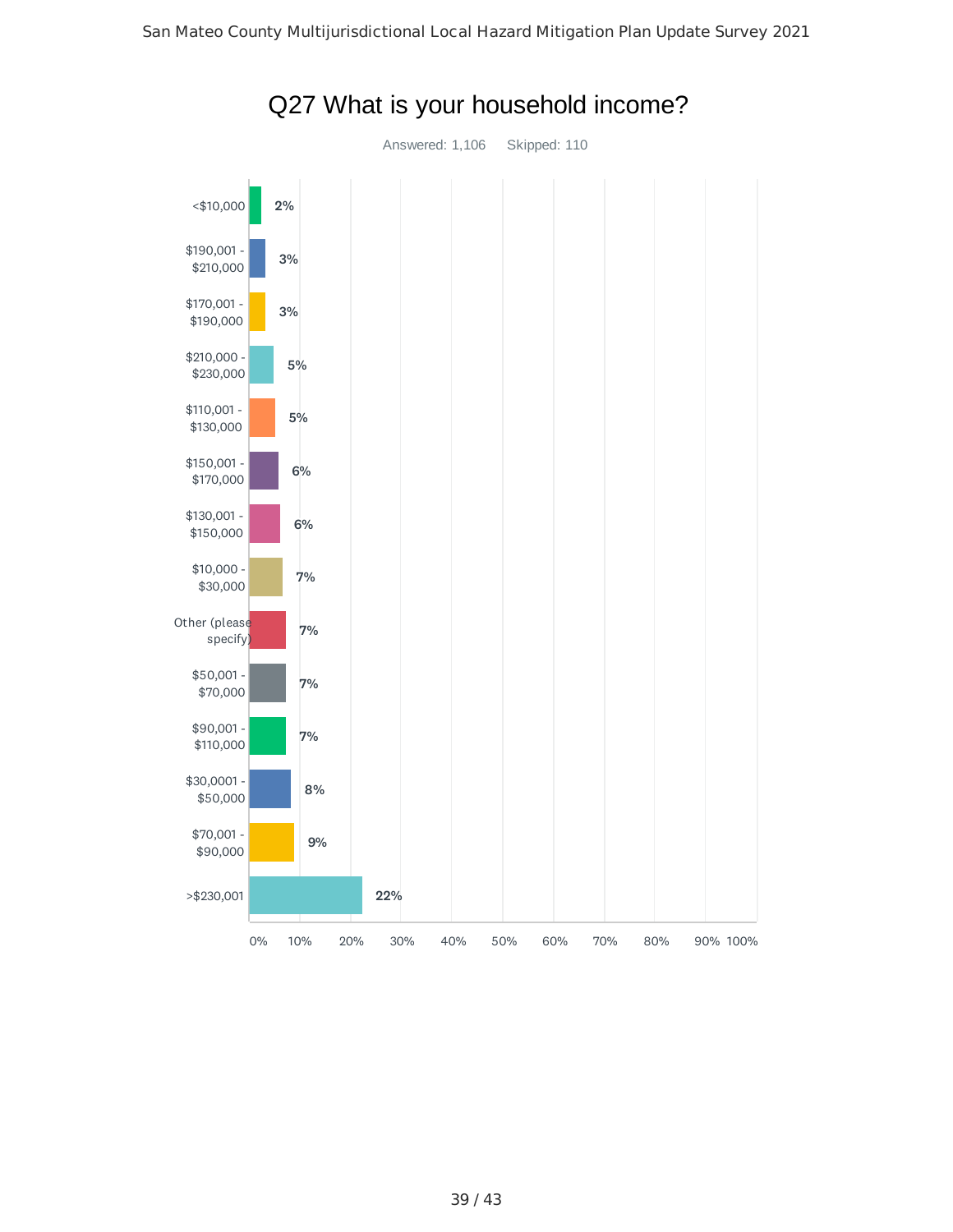## Q27 What is your household income?

Answered: 1,106    Skipped: 110

| Answer Choice | Percentage |
|---|---|
| <$10,000 | 2% |
| $190,001 - $210,000 | 3% |
| $170,001 - $190,000 | 3% |
| $210,000 - $230,000 | 5% |
| $110,001 - $130,000 | 5% |
| $150,001 - $170,000 | 6% |
| $130,001 - $150,000 | 6% |
| $10,000 - $30,000 | 7% |
| Other (please specify) | 7% |
| $50,001 - $70,000 | 7% |
| $90,001 - $110,000 | 7% |
| $30,0001 - $50,000 | 8% |
| $70,001 - $90,000 | 9% |
| >$230,001 | 22% |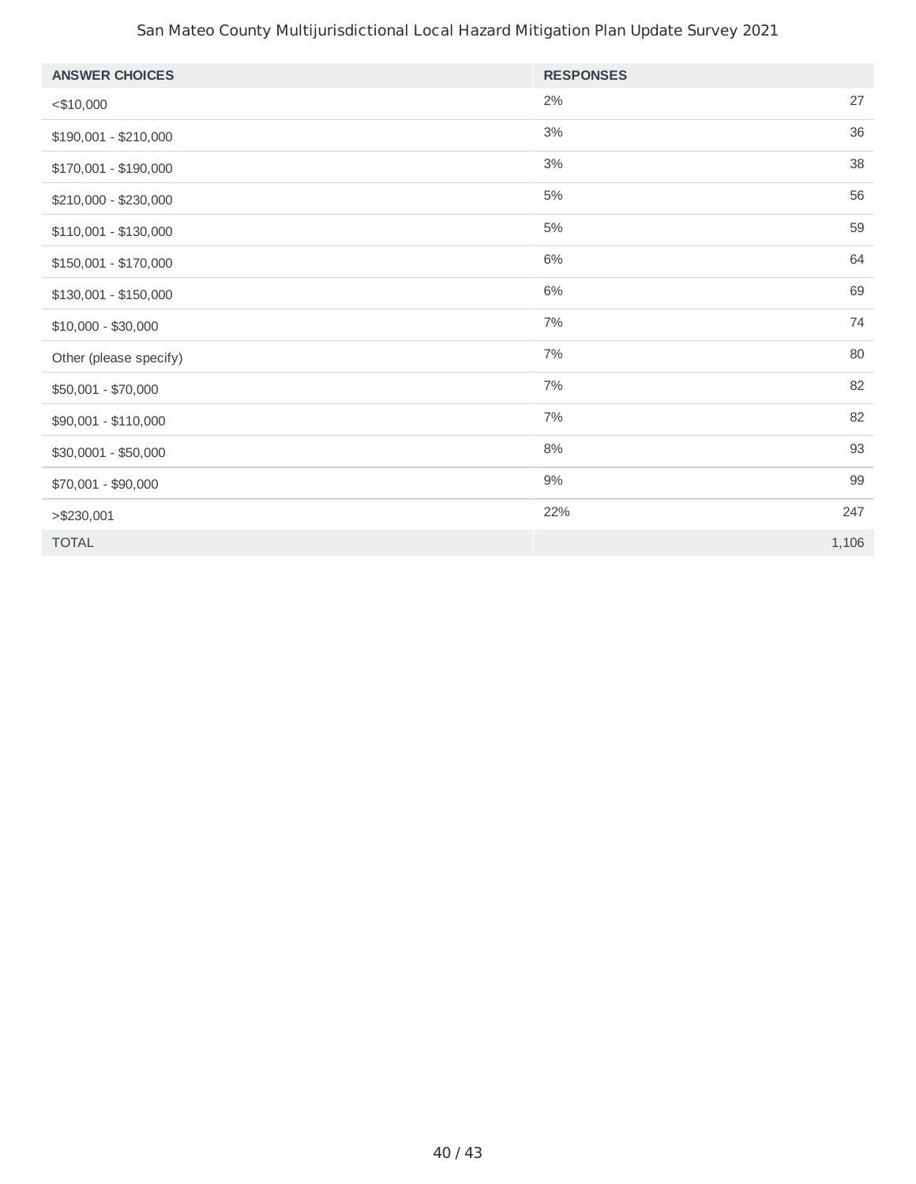| ANSWER CHOICES | RESPONSES | |
|---|---|---|
| <$10,000 | 2% | 27 |
| $190,001 - $210,000 | 3% | 36 |
| $170,001 - $190,000 | 3% | 38 |
| $210,000 - $230,000 | 5% | 56 |
| $110,001 - $130,000 | 5% | 59 |
| $150,001 - $170,000 | 6% | 64 |
| $130,001 - $150,000 | 6% | 69 |
| $10,000 - $30,000 | 7% | 74 |
| Other (please specify) | 7% | 80 |
| $50,001 - $70,000 | 7% | 82 |
| $90,001 - $110,000 | 7% | 82 |
| $30,0001 - $50,000 | 8% | 93 |
| $70,001 - $90,000 | 9% | 99 |
| >$230,001 | 22% | 247 |
| TOTAL | | 1,106 |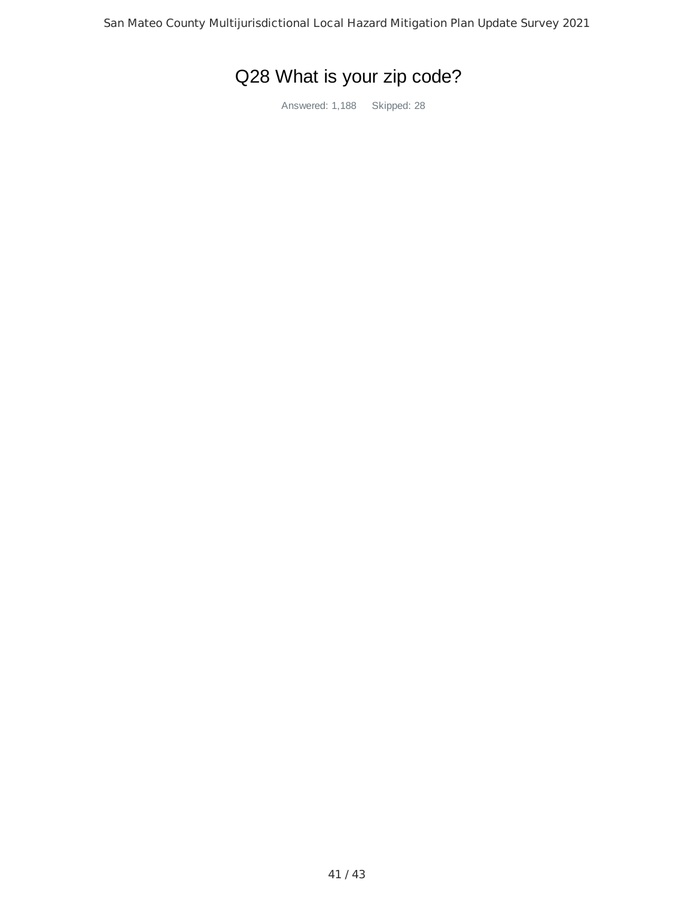# Q28 What is your zip code?

Answered: 1,188 Skipped: 28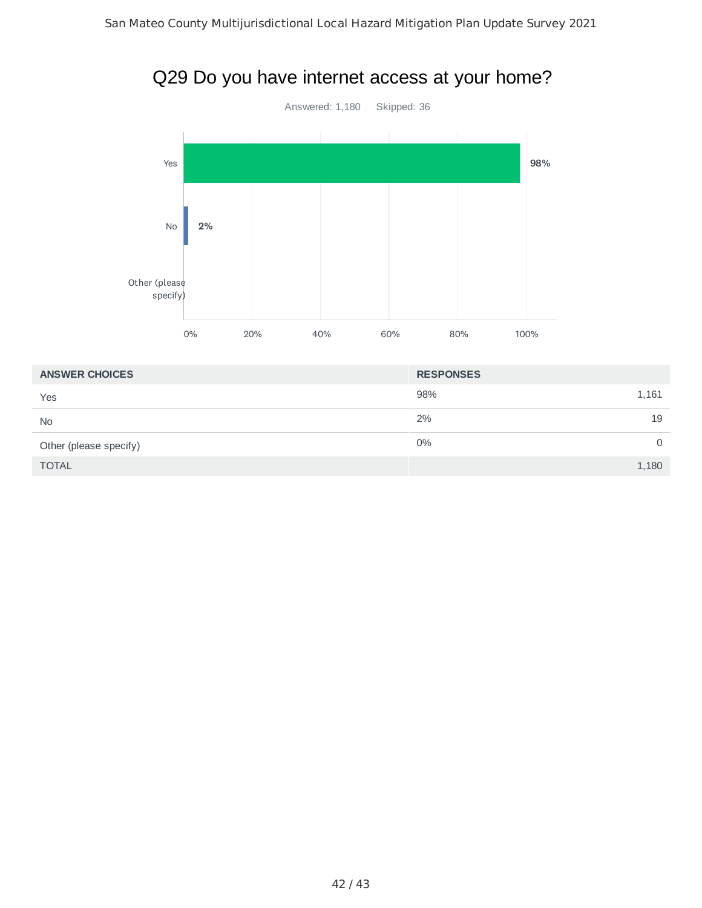# Q29 Do you have internet access at your home?

Answered: 1,180    Skipped: 36

| ANSWER CHOICES | RESPONSES | |
|---|---|---|
| Yes | 98% | 1,161 |
| No | 2% | 19 |
| Other (please specify) | 0% | 0 |
| TOTAL | | 1,180 |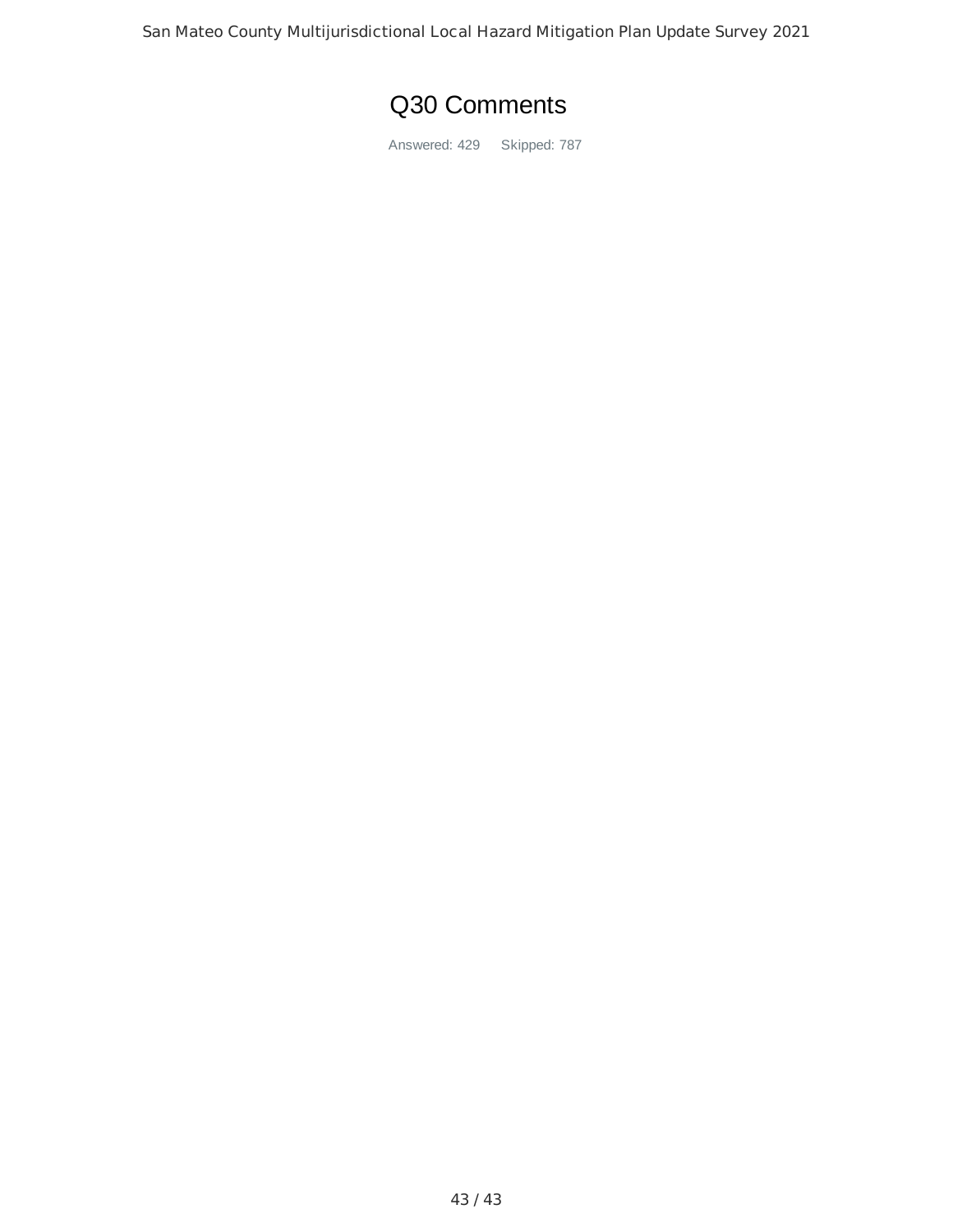# Q30 Comments

Answered: 429 Skipped: 787